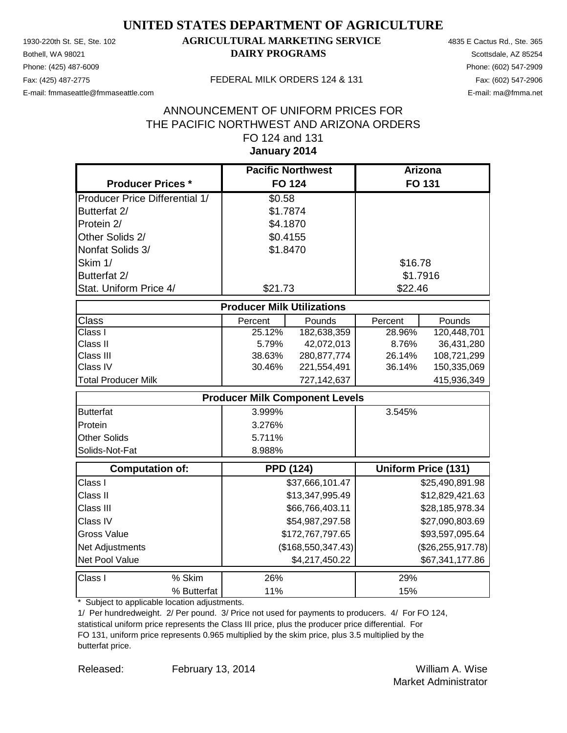# UNITED STATES DEPARTMENT OF AGRICULTURE

1930-220th St. SE, Ste. 102
Bothell, WA 98021
Phone: (425) 487-6009
Fax: (425) 487-2775
E-mail: fmmaseattle@fmmaseattle.com

**AGRICULTURAL MARKETING SERVICE**
**DAIRY PROGRAMS**

FEDERAL MILK ORDERS 124 & 131

4835 E Cactus Rd., Ste. 365
Scottsdale, AZ 85254
Phone: (602) 547-2909
Fax: (602) 547-2906
E-mail: ma@fmma.net

## ANNOUNCEMENT OF UNIFORM PRICES FOR THE PACIFIC NORTHWEST AND ARIZONA ORDERS FO 124 and 131

**January 2014**

| Producer Prices * | Pacific Northwest FO 124 | Arizona FO 131 |
|---|---|---|
| Producer Price Differential 1/ | $0.58 | |
| Butterfat 2/ | $1.7874 | |
| Protein 2/ | $4.1870 | |
| Other Solids 2/ | $0.4155 | |
| Nonfat Solids 3/ | $1.8470 | |
| Skim 1/ | | $16.78 |
| Butterfat 2/ | | $1.7916 |
| Stat. Uniform Price 4/ | $21.73 | $22.46 |

| Producer Milk Utilizations | | | | |
|---|---|---|---|---|
| Class | Percent | Pounds | Percent | Pounds |
| Class I | 25.12% | 182,638,359 | 28.96% | 120,448,701 |
| Class II | 5.79% | 42,072,013 | 8.76% | 36,431,280 |
| Class III | 38.63% | 280,877,774 | 26.14% | 108,721,299 |
| Class IV | 30.46% | 221,554,491 | 36.14% | 150,335,069 |
| Total Producer Milk | | 727,142,637 | | 415,936,349 |

| Producer Milk Component Levels | | |
|---|---|---|
| Butterfat | 3.999% | 3.545% |
| Protein | 3.276% | |
| Other Solids | 5.711% | |
| Solids-Not-Fat | 8.988% | |

| Computation of: | PPD (124) | Uniform Price (131) |
|---|---|---|
| Class I | $37,666,101.47 | $25,490,891.98 |
| Class II | $13,347,995.49 | $12,829,421.63 |
| Class III | $66,766,403.11 | $28,185,978.34 |
| Class IV | $54,987,297.58 | $27,090,803.69 |
| Gross Value | $172,767,797.65 | $93,597,095.64 |
| Net Adjustments | ($168,550,347.43) | ($26,255,917.78) |
| Net Pool Value | $4,217,450.22 | $67,341,177.86 |

| Class I | | FO 124 | FO 131 |
|---|---|---|---|
| | % Skim | 26% | 29% |
| | % Butterfat | 11% | 15% |

\* Subject to applicable location adjustments.

1/ Per hundredweight. 2/ Per pound. 3/ Price not used for payments to producers. 4/ For FO 124, statistical uniform price represents the Class III price, plus the producer price differential. For FO 131, uniform price represents 0.965 multiplied by the skim price, plus 3.5 multiplied by the butterfat price.

Released: February 13, 2014

William A. Wise
Market Administrator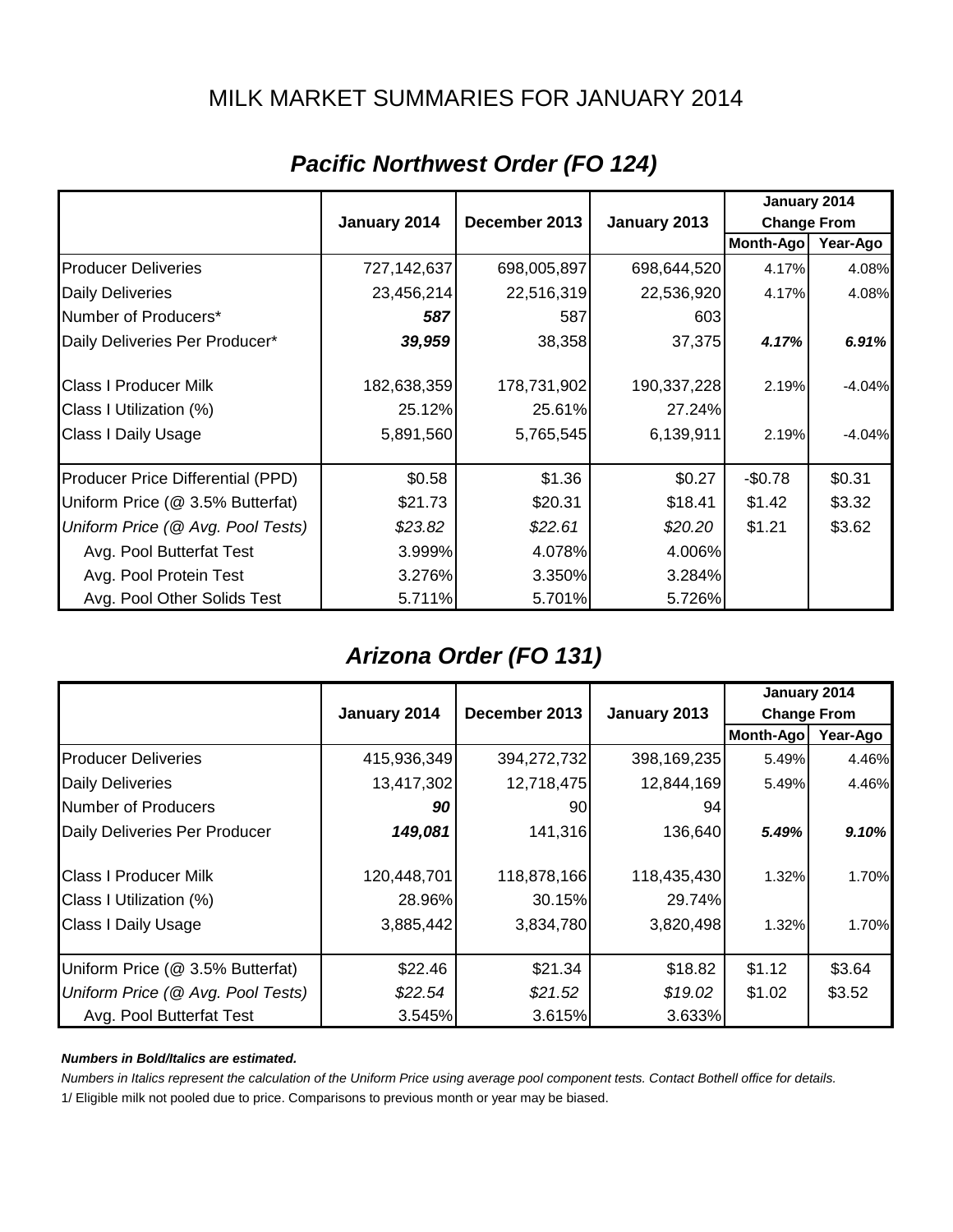# MILK MARKET SUMMARIES FOR JANUARY 2014

## *Pacific Northwest Order (FO 124)*

| | January 2014 | December 2013 | January 2013 | January 2014 Change From | |
|---|---|---|---|---|---|
| | | | | Month-Ago | Year-Ago |
| Producer Deliveries | 727,142,637 | 698,005,897 | 698,644,520 | 4.17% | 4.08% |
| Daily Deliveries | 23,456,214 | 22,516,319 | 22,536,920 | 4.17% | 4.08% |
| Number of Producers* | ***587*** | 587 | 603 | | |
| Daily Deliveries Per Producer* | ***39,959*** | 38,358 | 37,375 | ***4.17%*** | ***6.91%*** |
| Class I Producer Milk | 182,638,359 | 178,731,902 | 190,337,228 | 2.19% | -4.04% |
| Class I Utilization (%) | 25.12% | 25.61% | 27.24% | | |
| Class I Daily Usage | 5,891,560 | 5,765,545 | 6,139,911 | 2.19% | -4.04% |
| Producer Price Differential (PPD) | $0.58 | $1.36 | $0.27 | -$0.78 | $0.31 |
| Uniform Price (@ 3.5% Butterfat) | $21.73 | $20.31 | $18.41 | $1.42 | $3.32 |
| *Uniform Price (@ Avg. Pool Tests)* | *$23.82* | *$22.61* | *$20.20* | $1.21 | $3.62 |
| Avg. Pool Butterfat Test | 3.999% | 4.078% | 4.006% | | |
| Avg. Pool Protein Test | 3.276% | 3.350% | 3.284% | | |
| Avg. Pool Other Solids Test | 5.711% | 5.701% | 5.726% | | |

## *Arizona Order (FO 131)*

| | January 2014 | December 2013 | January 2013 | January 2014 Change From | |
|---|---|---|---|---|---|
| | | | | Month-Ago | Year-Ago |
| Producer Deliveries | 415,936,349 | 394,272,732 | 398,169,235 | 5.49% | 4.46% |
| Daily Deliveries | 13,417,302 | 12,718,475 | 12,844,169 | 5.49% | 4.46% |
| Number of Producers | ***90*** | 90 | 94 | | |
| Daily Deliveries Per Producer | ***149,081*** | 141,316 | 136,640 | ***5.49%*** | ***9.10%*** |
| Class I Producer Milk | 120,448,701 | 118,878,166 | 118,435,430 | 1.32% | 1.70% |
| Class I Utilization (%) | 28.96% | 30.15% | 29.74% | | |
| Class I Daily Usage | 3,885,442 | 3,834,780 | 3,820,498 | 1.32% | 1.70% |
| Uniform Price (@ 3.5% Butterfat) | $22.46 | $21.34 | $18.82 | $1.12 | $3.64 |
| *Uniform Price (@ Avg. Pool Tests)* | *$22.54* | *$21.52* | *$19.02* | $1.02 | $3.52 |
| Avg. Pool Butterfat Test | 3.545% | 3.615% | 3.633% | | |

***Numbers in Bold/Italics are estimated.***

*Numbers in Italics represent the calculation of the Uniform Price using average pool component tests. Contact Bothell office for details.*

1/ Eligible milk not pooled due to price. Comparisons to previous month or year may be biased.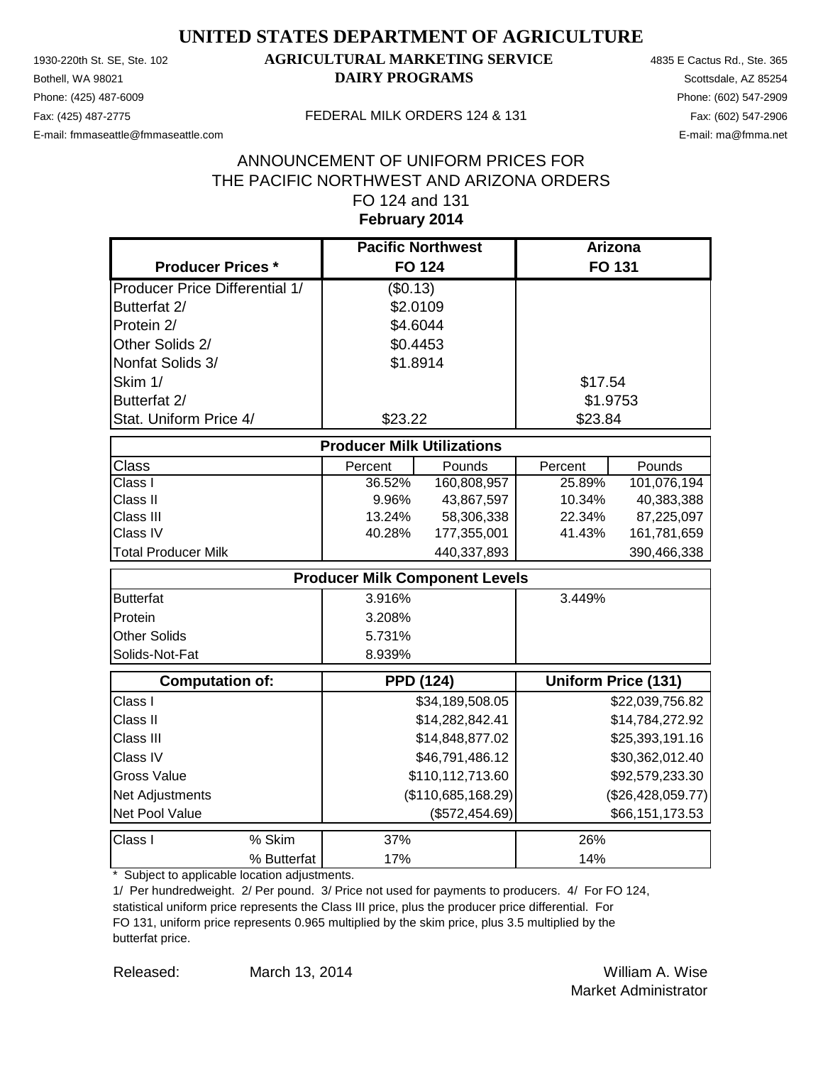# UNITED STATES DEPARTMENT OF AGRICULTURE

## AGRICULTURAL MARKETING SERVICE
## DAIRY PROGRAMS

1930-220th St. SE, Ste. 102
Bothell, WA 98021
Phone: (425) 487-6009
Fax: (425) 487-2775
E-mail: fmmaseattle@fmmaseattle.com

FEDERAL MILK ORDERS 124 & 131

4835 E Cactus Rd., Ste. 365
Scottsdale, AZ 85254
Phone: (602) 547-2909
Fax: (602) 547-2906
E-mail: ma@fmma.net

ANNOUNCEMENT OF UNIFORM PRICES FOR
THE PACIFIC NORTHWEST AND ARIZONA ORDERS
FO 124 and 131
**February 2014**

| Producer Prices * | Pacific Northwest FO 124 | | Arizona FO 131 | |
|---|---|---|---|---|
| Producer Price Differential 1/ | ($0.13) | | | |
| Butterfat 2/ | $2.0109 | | | |
| Protein 2/ | $4.6044 | | | |
| Other Solids 2/ | $0.4453 | | | |
| Nonfat Solids 3/ | $1.8914 | | | |
| Skim 1/ | | | $17.54 | |
| Butterfat 2/ | | | $1.9753 | |
| Stat. Uniform Price 4/ | $23.22 | | $23.84 | |
| **Producer Milk Utilizations** | | | | |
| Class | Percent | Pounds | Percent | Pounds |
| Class I | 36.52% | 160,808,957 | 25.89% | 101,076,194 |
| Class II | 9.96% | 43,867,597 | 10.34% | 40,383,388 |
| Class III | 13.24% | 58,306,338 | 22.34% | 87,225,097 |
| Class IV | 40.28% | 177,355,001 | 41.43% | 161,781,659 |
| Total Producer Milk | | 440,337,893 | | 390,466,338 |
| **Producer Milk Component Levels** | | | | |
| Butterfat | 3.916% | | 3.449% | |
| Protein | 3.208% | | | |
| Other Solids | 5.731% | | | |
| Solids-Not-Fat | 8.939% | | | |
| **Computation of:** | **PPD (124)** | | **Uniform Price (131)** | |
| Class I | | $34,189,508.05 | | $22,039,756.82 |
| Class II | | $14,282,842.41 | | $14,784,272.92 |
| Class III | | $14,848,877.02 | | $25,393,191.16 |
| Class IV | | $46,791,486.12 | | $30,362,012.40 |
| Gross Value | | $110,112,713.60 | | $92,579,233.30 |
| Net Adjustments | | ($110,685,168.29) | | ($26,428,059.77) |
| Net Pool Value | | ($572,454.69) | | $66,151,173.53 |
| Class I % Skim | 37% | | 26% | |
| % Butterfat | 17% | | 14% | |

\* Subject to applicable location adjustments.

1/ Per hundredweight. 2/ Per pound. 3/ Price not used for payments to producers. 4/ For FO 124, statistical uniform price represents the Class III price, plus the producer price differential. For FO 131, uniform price represents 0.965 multiplied by the skim price, plus 3.5 multiplied by the butterfat price.

Released: March 13, 2014

William A. Wise
Market Administrator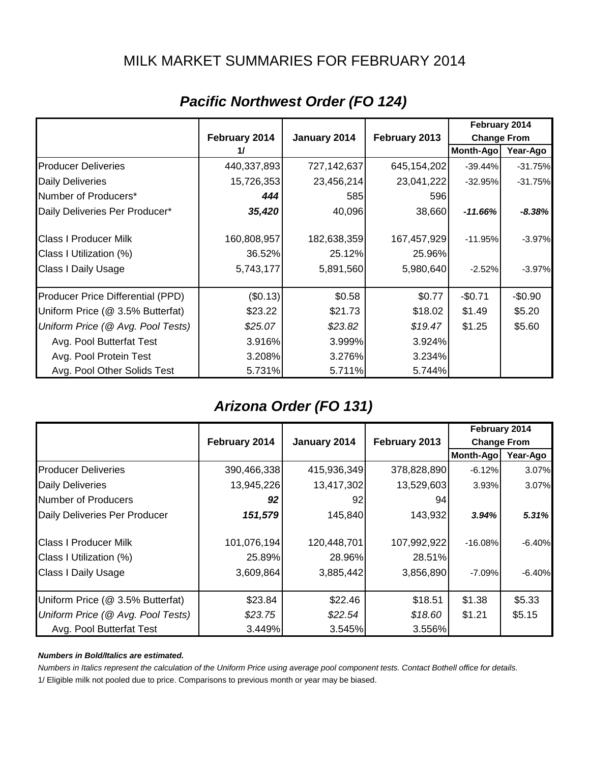# MILK MARKET SUMMARIES FOR FEBRUARY 2014

## *Pacific Northwest Order (FO 124)*

| | February 2014 1/ | January 2014 | February 2013 | February 2014 Change From | |
|---|---|---|---|---|---|
| | | | | Month-Ago | Year-Ago |
| Producer Deliveries | 440,337,893 | 727,142,637 | 645,154,202 | -39.44% | -31.75% |
| Daily Deliveries | 15,726,353 | 23,456,214 | 23,041,222 | -32.95% | -31.75% |
| Number of Producers* | ***444*** | 585 | 596 | | |
| Daily Deliveries Per Producer* | ***35,420*** | 40,096 | 38,660 | ***-11.66%*** | ***-8.38%*** |
| Class I Producer Milk | 160,808,957 | 182,638,359 | 167,457,929 | -11.95% | -3.97% |
| Class I Utilization (%) | 36.52% | 25.12% | 25.96% | | |
| Class I Daily Usage | 5,743,177 | 5,891,560 | 5,980,640 | -2.52% | -3.97% |
| Producer Price Differential (PPD) | ($0.13) | $0.58 | $0.77 | -$0.71 | -$0.90 |
| Uniform Price (@ 3.5% Butterfat) | $23.22 | $21.73 | $18.02 | $1.49 | $5.20 |
| *Uniform Price (@ Avg. Pool Tests)* | *$25.07* | *$23.82* | *$19.47* | $1.25 | $5.60 |
| Avg. Pool Butterfat Test | 3.916% | 3.999% | 3.924% | | |
| Avg. Pool Protein Test | 3.208% | 3.276% | 3.234% | | |
| Avg. Pool Other Solids Test | 5.731% | 5.711% | 5.744% | | |

## *Arizona Order (FO 131)*

| | February 2014 | January 2014 | February 2013 | February 2014 Change From | |
|---|---|---|---|---|---|
| | | | | Month-Ago | Year-Ago |
| Producer Deliveries | 390,466,338 | 415,936,349 | 378,828,890 | -6.12% | 3.07% |
| Daily Deliveries | 13,945,226 | 13,417,302 | 13,529,603 | 3.93% | 3.07% |
| Number of Producers | ***92*** | 92 | 94 | | |
| Daily Deliveries Per Producer | ***151,579*** | 145,840 | 143,932 | ***3.94%*** | ***5.31%*** |
| Class I Producer Milk | 101,076,194 | 120,448,701 | 107,992,922 | -16.08% | -6.40% |
| Class I Utilization (%) | 25.89% | 28.96% | 28.51% | | |
| Class I Daily Usage | 3,609,864 | 3,885,442 | 3,856,890 | -7.09% | -6.40% |
| Uniform Price (@ 3.5% Butterfat) | $23.84 | $22.46 | $18.51 | $1.38 | $5.33 |
| *Uniform Price (@ Avg. Pool Tests)* | *$23.75* | *$22.54* | *$18.60* | $1.21 | $5.15 |
| Avg. Pool Butterfat Test | 3.449% | 3.545% | 3.556% | | |

***Numbers in Bold/Italics are estimated.***

*Numbers in Italics represent the calculation of the Uniform Price using average pool component tests. Contact Bothell office for details.*

1/ Eligible milk not pooled due to price. Comparisons to previous month or year may be biased.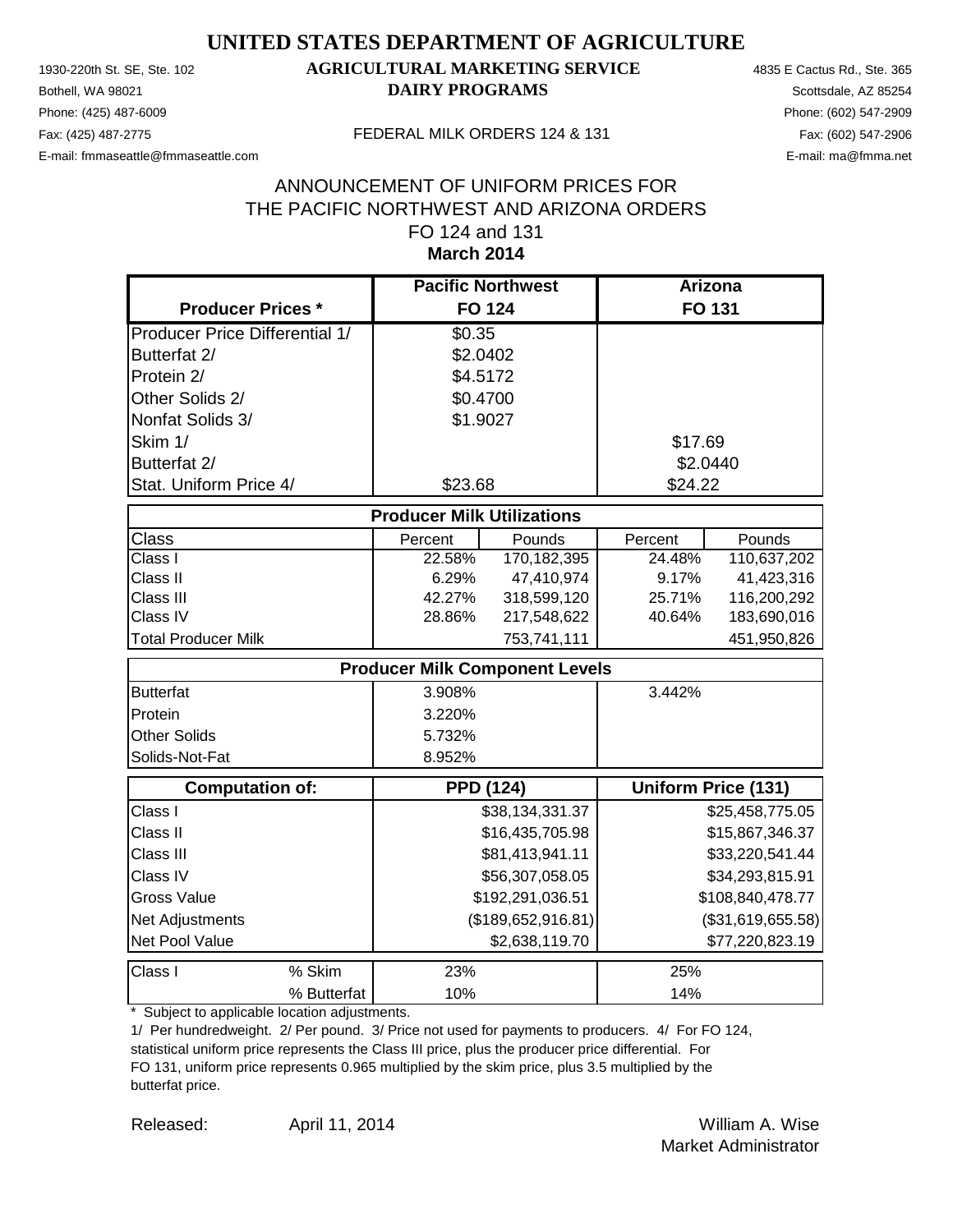# UNITED STATES DEPARTMENT OF AGRICULTURE

## AGRICULTURAL MARKETING SERVICE
## DAIRY PROGRAMS

1930-220th St. SE, Ste. 102
Bothell, WA 98021
Phone: (425) 487-6009
Fax: (425) 487-2775
E-mail: fmmaseattle@fmmaseattle.com

4835 E Cactus Rd., Ste. 365
Scottsdale, AZ 85254
Phone: (602) 547-2909
Fax: (602) 547-2906
E-mail: ma@fmma.net

FEDERAL MILK ORDERS 124 & 131

ANNOUNCEMENT OF UNIFORM PRICES FOR
THE PACIFIC NORTHWEST AND ARIZONA ORDERS
FO 124 and 131
**March 2014**

| Producer Prices * | Pacific Northwest FO 124 | | Arizona FO 131 | |
|---|---|---|---|---|
| Producer Price Differential 1/ | $0.35 | | | |
| Butterfat 2/ | $2.0402 | | | |
| Protein 2/ | $4.5172 | | | |
| Other Solids 2/ | $0.4700 | | | |
| Nonfat Solids 3/ | $1.9027 | | | |
| Skim 1/ | | | $17.69 | |
| Butterfat 2/ | | | $2.0440 | |
| Stat. Uniform Price 4/ | $23.68 | | $24.22 | |
| **Producer Milk Utilizations** | | | | |
| Class | Percent | Pounds | Percent | Pounds |
| Class I | 22.58% | 170,182,395 | 24.48% | 110,637,202 |
| Class II | 6.29% | 47,410,974 | 9.17% | 41,423,316 |
| Class III | 42.27% | 318,599,120 | 25.71% | 116,200,292 |
| Class IV | 28.86% | 217,548,622 | 40.64% | 183,690,016 |
| Total Producer Milk | | 753,741,111 | | 451,950,826 |
| **Producer Milk Component Levels** | | | | |
| Butterfat | 3.908% | | 3.442% | |
| Protein | 3.220% | | | |
| Other Solids | 5.732% | | | |
| Solids-Not-Fat | 8.952% | | | |
| **Computation of:** | **PPD (124)** | | **Uniform Price (131)** | |
| Class I | | $38,134,331.37 | | $25,458,775.05 |
| Class II | | $16,435,705.98 | | $15,867,346.37 |
| Class III | | $81,413,941.11 | | $33,220,541.44 |
| Class IV | | $56,307,058.05 | | $34,293,815.91 |
| Gross Value | | $192,291,036.51 | | $108,840,478.77 |
| Net Adjustments | | ($189,652,916.81) | | ($31,619,655.58) |
| Net Pool Value | | $2,638,119.70 | | $77,220,823.19 |
| Class I % Skim | 23% | | 25% | |
| % Butterfat | 10% | | 14% | |

\* Subject to applicable location adjustments.

1/ Per hundredweight. 2/ Per pound. 3/ Price not used for payments to producers. 4/ For FO 124, statistical uniform price represents the Class III price, plus the producer price differential. For FO 131, uniform price represents 0.965 multiplied by the skim price, plus 3.5 multiplied by the butterfat price.

Released: April 11, 2014

William A. Wise
Market Administrator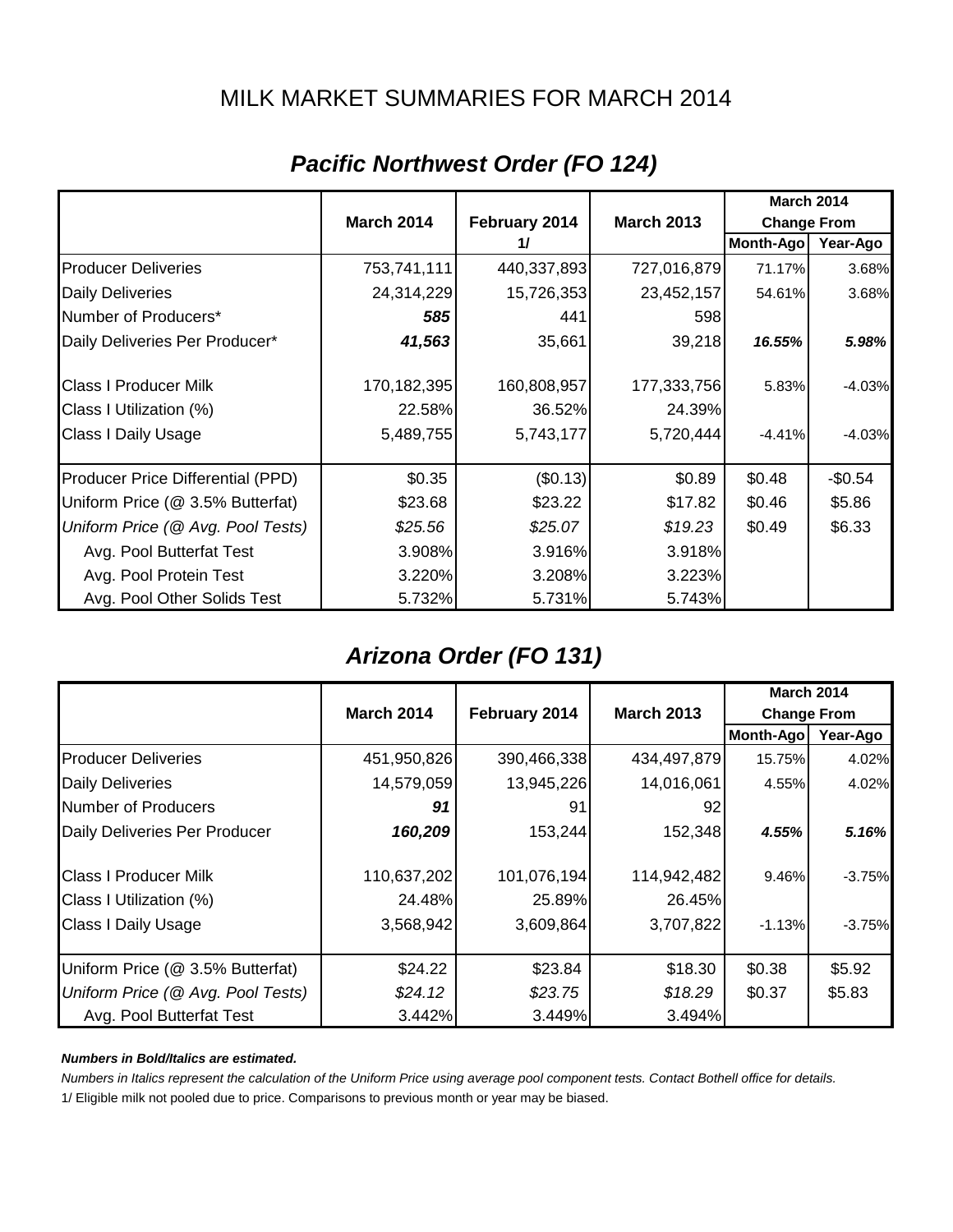# MILK MARKET SUMMARIES FOR MARCH 2014

## *Pacific Northwest Order (FO 124)*

| | March 2014 | February 2014 1/ | March 2013 | March 2014 Change From | |
|---|---|---|---|---|---|
| | | | | Month-Ago | Year-Ago |
| Producer Deliveries | 753,741,111 | 440,337,893 | 727,016,879 | 71.17% | 3.68% |
| Daily Deliveries | 24,314,229 | 15,726,353 | 23,452,157 | 54.61% | 3.68% |
| Number of Producers* | ***585*** | 441 | 598 | | |
| Daily Deliveries Per Producer* | ***41,563*** | 35,661 | 39,218 | ***16.55%*** | ***5.98%*** |
| Class I Producer Milk | 170,182,395 | 160,808,957 | 177,333,756 | 5.83% | -4.03% |
| Class I Utilization (%) | 22.58% | 36.52% | 24.39% | | |
| Class I Daily Usage | 5,489,755 | 5,743,177 | 5,720,444 | -4.41% | -4.03% |
| Producer Price Differential (PPD) | $0.35 | ($0.13) | $0.89 | $0.48 | -$0.54 |
| Uniform Price (@ 3.5% Butterfat) | $23.68 | $23.22 | $17.82 | $0.46 | $5.86 |
| *Uniform Price (@ Avg. Pool Tests)* | *$25.56* | *$25.07* | *$19.23* | $0.49 | $6.33 |
| Avg. Pool Butterfat Test | 3.908% | 3.916% | 3.918% | | |
| Avg. Pool Protein Test | 3.220% | 3.208% | 3.223% | | |
| Avg. Pool Other Solids Test | 5.732% | 5.731% | 5.743% | | |

## *Arizona Order (FO 131)*

| | March 2014 | February 2014 | March 2013 | March 2014 Change From | |
|---|---|---|---|---|---|
| | | | | Month-Ago | Year-Ago |
| Producer Deliveries | 451,950,826 | 390,466,338 | 434,497,879 | 15.75% | 4.02% |
| Daily Deliveries | 14,579,059 | 13,945,226 | 14,016,061 | 4.55% | 4.02% |
| Number of Producers | ***91*** | 91 | 92 | | |
| Daily Deliveries Per Producer | ***160,209*** | 153,244 | 152,348 | ***4.55%*** | ***5.16%*** |
| Class I Producer Milk | 110,637,202 | 101,076,194 | 114,942,482 | 9.46% | -3.75% |
| Class I Utilization (%) | 24.48% | 25.89% | 26.45% | | |
| Class I Daily Usage | 3,568,942 | 3,609,864 | 3,707,822 | -1.13% | -3.75% |
| Uniform Price (@ 3.5% Butterfat) | $24.22 | $23.84 | $18.30 | $0.38 | $5.92 |
| *Uniform Price (@ Avg. Pool Tests)* | *$24.12* | *$23.75* | *$18.29* | $0.37 | $5.83 |
| Avg. Pool Butterfat Test | 3.442% | 3.449% | 3.494% | | |

***Numbers in Bold/Italics are estimated.***

*Numbers in Italics represent the calculation of the Uniform Price using average pool component tests. Contact Bothell office for details.*

1/ Eligible milk not pooled due to price. Comparisons to previous month or year may be biased.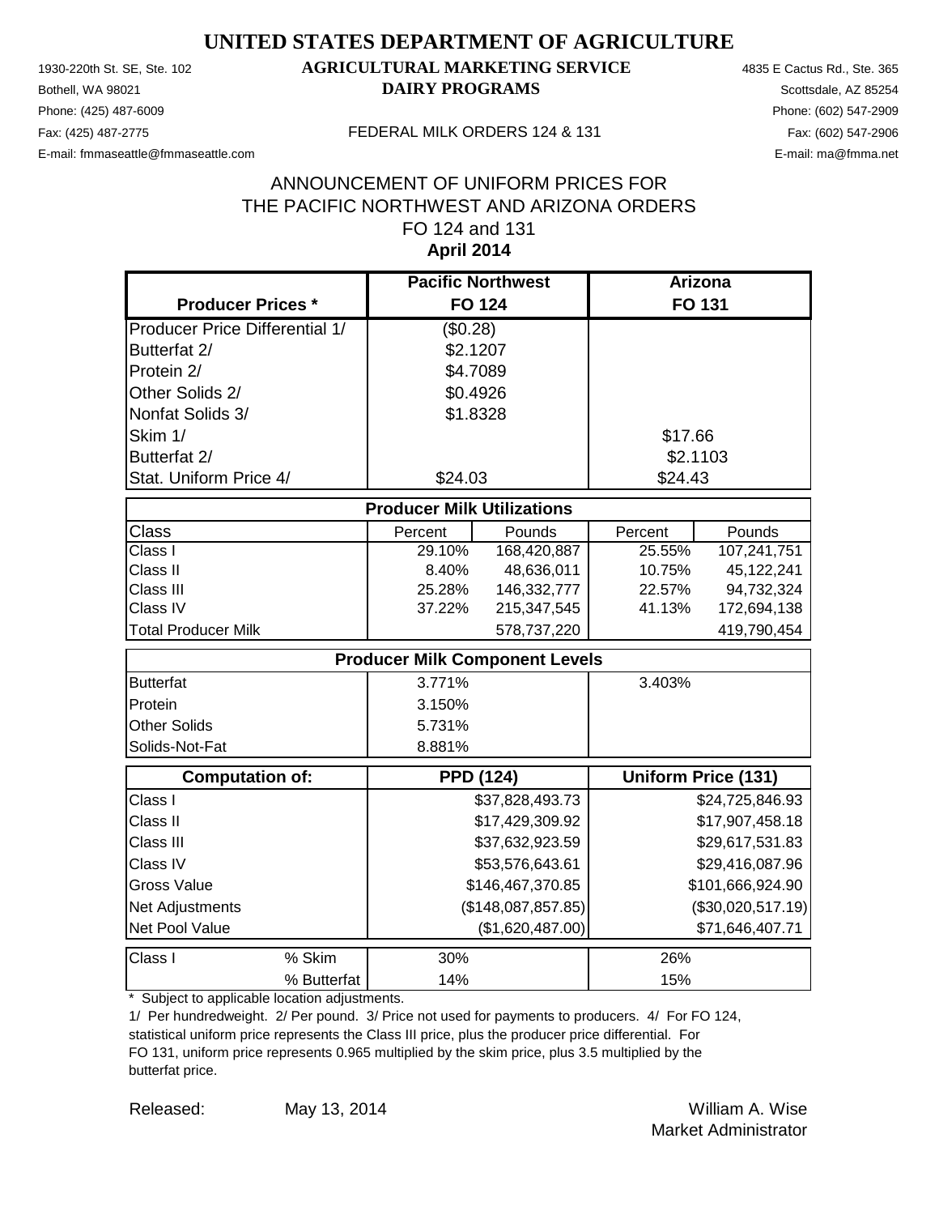# UNITED STATES DEPARTMENT OF AGRICULTURE

## AGRICULTURAL MARKETING SERVICE
## DAIRY PROGRAMS

1930-220th St. SE, Ste. 102
Bothell, WA 98021
Phone: (425) 487-6009
Fax: (425) 487-2775
E-mail: fmmaseattle@fmmaseattle.com

4835 E Cactus Rd., Ste. 365
Scottsdale, AZ 85254
Phone: (602) 547-2909
Fax: (602) 547-2906
E-mail: ma@fmma.net

FEDERAL MILK ORDERS 124 & 131

ANNOUNCEMENT OF UNIFORM PRICES FOR
THE PACIFIC NORTHWEST AND ARIZONA ORDERS
FO 124 and 131
**April 2014**

| Producer Prices * | Pacific Northwest FO 124 | | Arizona FO 131 | |
|---|---|---|---|---|
| Producer Price Differential 1/ | ($0.28) | | | |
| Butterfat 2/ | $2.1207 | | | |
| Protein 2/ | $4.7089 | | | |
| Other Solids 2/ | $0.4926 | | | |
| Nonfat Solids 3/ | $1.8328 | | | |
| Skim 1/ | | | $17.66 | |
| Butterfat 2/ | | | $2.1103 | |
| Stat. Uniform Price 4/ | $24.03 | | $24.43 | |
| **Producer Milk Utilizations** | | | | |
| Class | Percent | Pounds | Percent | Pounds |
| Class I | 29.10% | 168,420,887 | 25.55% | 107,241,751 |
| Class II | 8.40% | 48,636,011 | 10.75% | 45,122,241 |
| Class III | 25.28% | 146,332,777 | 22.57% | 94,732,324 |
| Class IV | 37.22% | 215,347,545 | 41.13% | 172,694,138 |
| Total Producer Milk | | 578,737,220 | | 419,790,454 |
| **Producer Milk Component Levels** | | | | |
| Butterfat | 3.771% | | 3.403% | |
| Protein | 3.150% | | | |
| Other Solids | 5.731% | | | |
| Solids-Not-Fat | 8.881% | | | |
| **Computation of:** | **PPD (124)** | | **Uniform Price (131)** | |
| Class I | | $37,828,493.73 | | $24,725,846.93 |
| Class II | | $17,429,309.92 | | $17,907,458.18 |
| Class III | | $37,632,923.59 | | $29,617,531.83 |
| Class IV | | $53,576,643.61 | | $29,416,087.96 |
| Gross Value | | $146,467,370.85 | | $101,666,924.90 |
| Net Adjustments | | ($148,087,857.85) | | ($30,020,517.19) |
| Net Pool Value | | ($1,620,487.00) | | $71,646,407.71 |
| Class I % Skim | 30% | | 26% | |
| % Butterfat | 14% | | 15% | |

\* Subject to applicable location adjustments.
1/ Per hundredweight. 2/ Per pound. 3/ Price not used for payments to producers. 4/ For FO 124, statistical uniform price represents the Class III price, plus the producer price differential. For FO 131, uniform price represents 0.965 multiplied by the skim price, plus 3.5 multiplied by the butterfat price.

Released: May 13, 2014

William A. Wise
Market Administrator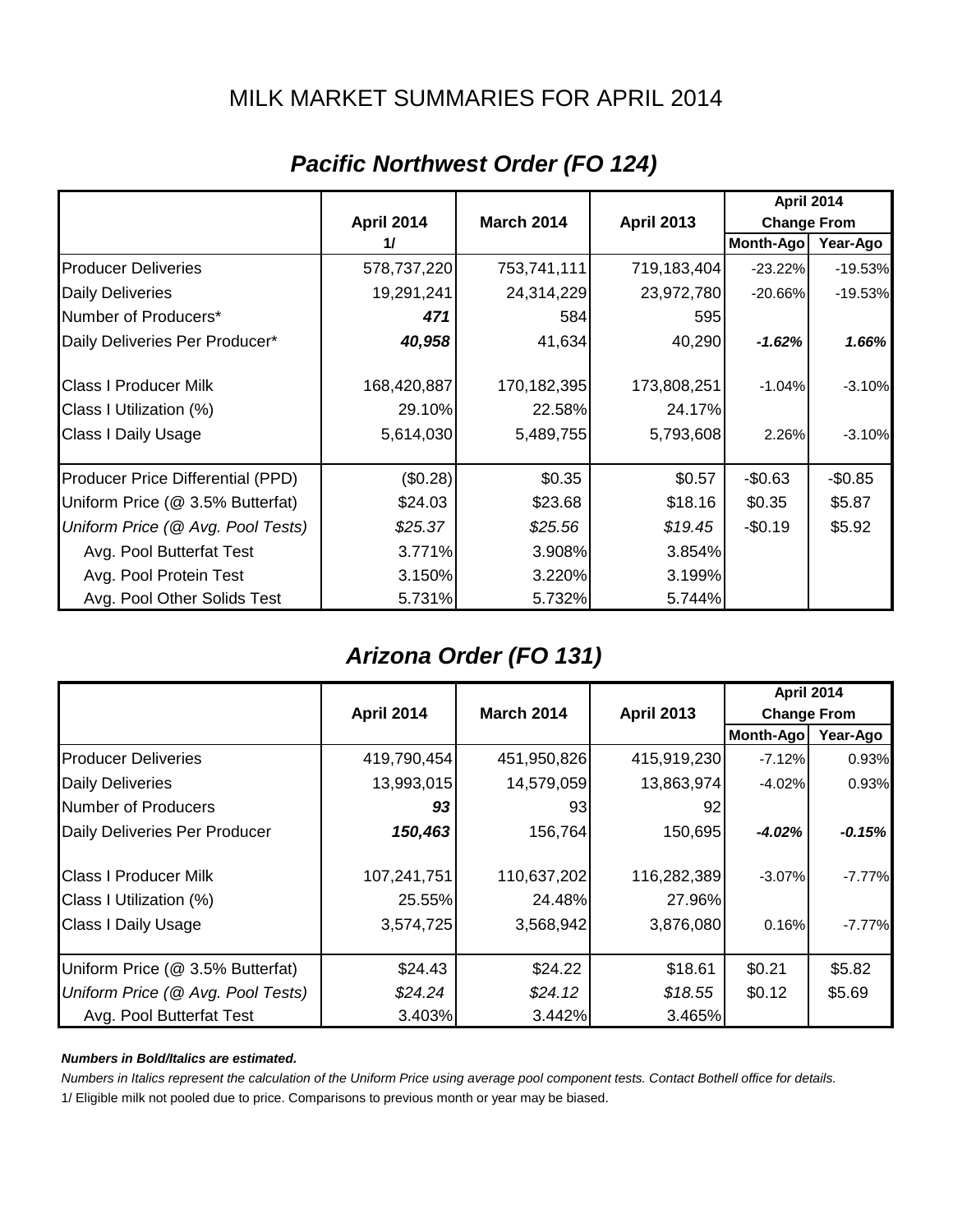# MILK MARKET SUMMARIES FOR APRIL 2014

## *Pacific Northwest Order (FO 124)*

| | April 2014 1/ | March 2014 | April 2013 | April 2014 Change From Month-Ago | April 2014 Change From Year-Ago |
|---|---|---|---|---|---|
| Producer Deliveries | 578,737,220 | 753,741,111 | 719,183,404 | -23.22% | -19.53% |
| Daily Deliveries | 19,291,241 | 24,314,229 | 23,972,780 | -20.66% | -19.53% |
| Number of Producers* | ***471*** | 584 | 595 | | |
| Daily Deliveries Per Producer* | ***40,958*** | 41,634 | 40,290 | ***-1.62%*** | ***1.66%*** |
| Class I Producer Milk | 168,420,887 | 170,182,395 | 173,808,251 | -1.04% | -3.10% |
| Class I Utilization (%) | 29.10% | 22.58% | 24.17% | | |
| Class I Daily Usage | 5,614,030 | 5,489,755 | 5,793,608 | 2.26% | -3.10% |
| Producer Price Differential (PPD) | ($0.28) | $0.35 | $0.57 | -$0.63 | -$0.85 |
| Uniform Price (@ 3.5% Butterfat) | $24.03 | $23.68 | $18.16 | $0.35 | $5.87 |
| *Uniform Price (@ Avg. Pool Tests)* | *$25.37* | *$25.56* | *$19.45* | -$0.19 | $5.92 |
| Avg. Pool Butterfat Test | 3.771% | 3.908% | 3.854% | | |
| Avg. Pool Protein Test | 3.150% | 3.220% | 3.199% | | |
| Avg. Pool Other Solids Test | 5.731% | 5.732% | 5.744% | | |

## *Arizona Order (FO 131)*

| | April 2014 | March 2014 | April 2013 | April 2014 Change From Month-Ago | April 2014 Change From Year-Ago |
|---|---|---|---|---|---|
| Producer Deliveries | 419,790,454 | 451,950,826 | 415,919,230 | -7.12% | 0.93% |
| Daily Deliveries | 13,993,015 | 14,579,059 | 13,863,974 | -4.02% | 0.93% |
| Number of Producers | ***93*** | 93 | 92 | | |
| Daily Deliveries Per Producer | ***150,463*** | 156,764 | 150,695 | ***-4.02%*** | ***-0.15%*** |
| Class I Producer Milk | 107,241,751 | 110,637,202 | 116,282,389 | -3.07% | -7.77% |
| Class I Utilization (%) | 25.55% | 24.48% | 27.96% | | |
| Class I Daily Usage | 3,574,725 | 3,568,942 | 3,876,080 | 0.16% | -7.77% |
| Uniform Price (@ 3.5% Butterfat) | $24.43 | $24.22 | $18.61 | $0.21 | $5.82 |
| *Uniform Price (@ Avg. Pool Tests)* | *$24.24* | *$24.12* | *$18.55* | $0.12 | $5.69 |
| Avg. Pool Butterfat Test | 3.403% | 3.442% | 3.465% | | |

***Numbers in Bold/Italics are estimated.***

*Numbers in Italics represent the calculation of the Uniform Price using average pool component tests. Contact Bothell office for details.*

1/ Eligible milk not pooled due to price. Comparisons to previous month or year may be biased.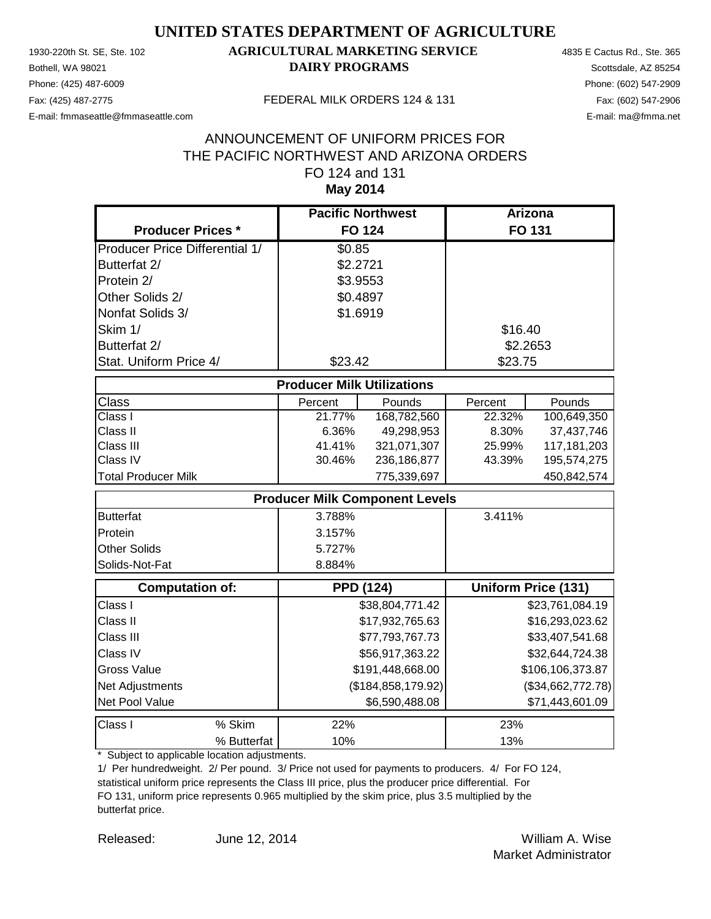# UNITED STATES DEPARTMENT OF AGRICULTURE

## AGRICULTURAL MARKETING SERVICE
## DAIRY PROGRAMS

1930-220th St. SE, Ste. 102
Bothell, WA 98021
Phone: (425) 487-6009
Fax: (425) 487-2775
E-mail: fmmaseattle@fmmaseattle.com

FEDERAL MILK ORDERS 124 & 131

4835 E Cactus Rd., Ste. 365
Scottsdale, AZ 85254
Phone: (602) 547-2909
Fax: (602) 547-2906
E-mail: ma@fmma.net

ANNOUNCEMENT OF UNIFORM PRICES FOR
THE PACIFIC NORTHWEST AND ARIZONA ORDERS
FO 124 and 131
**May 2014**

| Producer Prices * | Pacific Northwest FO 124 | Arizona FO 131 |
|---|---|---|
| Producer Price Differential 1/ | $0.85 | |
| Butterfat 2/ | $2.2721 | |
| Protein 2/ | $3.9553 | |
| Other Solids 2/ | $0.4897 | |
| Nonfat Solids 3/ | $1.6919 | |
| Skim 1/ | | $16.40 |
| Butterfat 2/ | | $2.2653 |
| Stat. Uniform Price 4/ | $23.42 | $23.75 |

| Producer Milk Utilizations | | | | |
|---|---|---|---|---|
| Class | Percent | Pounds | Percent | Pounds |
| Class I | 21.77% | 168,782,560 | 22.32% | 100,649,350 |
| Class II | 6.36% | 49,298,953 | 8.30% | 37,437,746 |
| Class III | 41.41% | 321,071,307 | 25.99% | 117,181,203 |
| Class IV | 30.46% | 236,186,877 | 43.39% | 195,574,275 |
| Total Producer Milk | | 775,339,697 | | 450,842,574 |

| Producer Milk Component Levels | | |
|---|---|---|
| Butterfat | 3.788% | 3.411% |
| Protein | 3.157% | |
| Other Solids | 5.727% | |
| Solids-Not-Fat | 8.884% | |

| Computation of: | PPD (124) | Uniform Price (131) |
|---|---|---|
| Class I | $38,804,771.42 | $23,761,084.19 |
| Class II | $17,932,765.63 | $16,293,023.62 |
| Class III | $77,793,767.73 | $33,407,541.68 |
| Class IV | $56,917,363.22 | $32,644,724.38 |
| Gross Value | $191,448,668.00 | $106,106,373.87 |
| Net Adjustments | ($184,858,179.92) | ($34,662,772.78) |
| Net Pool Value | $6,590,488.08 | $71,443,601.09 |

| Class I | | FO 124 | FO 131 |
|---|---|---|---|
| Class I | % Skim | 22% | 23% |
| | % Butterfat | 10% | 13% |

\* Subject to applicable location adjustments.

1/ Per hundredweight. 2/ Per pound. 3/ Price not used for payments to producers. 4/ For FO 124, statistical uniform price represents the Class III price, plus the producer price differential. For FO 131, uniform price represents 0.965 multiplied by the skim price, plus 3.5 multiplied by the butterfat price.

Released: June 12, 2014

William A. Wise
Market Administrator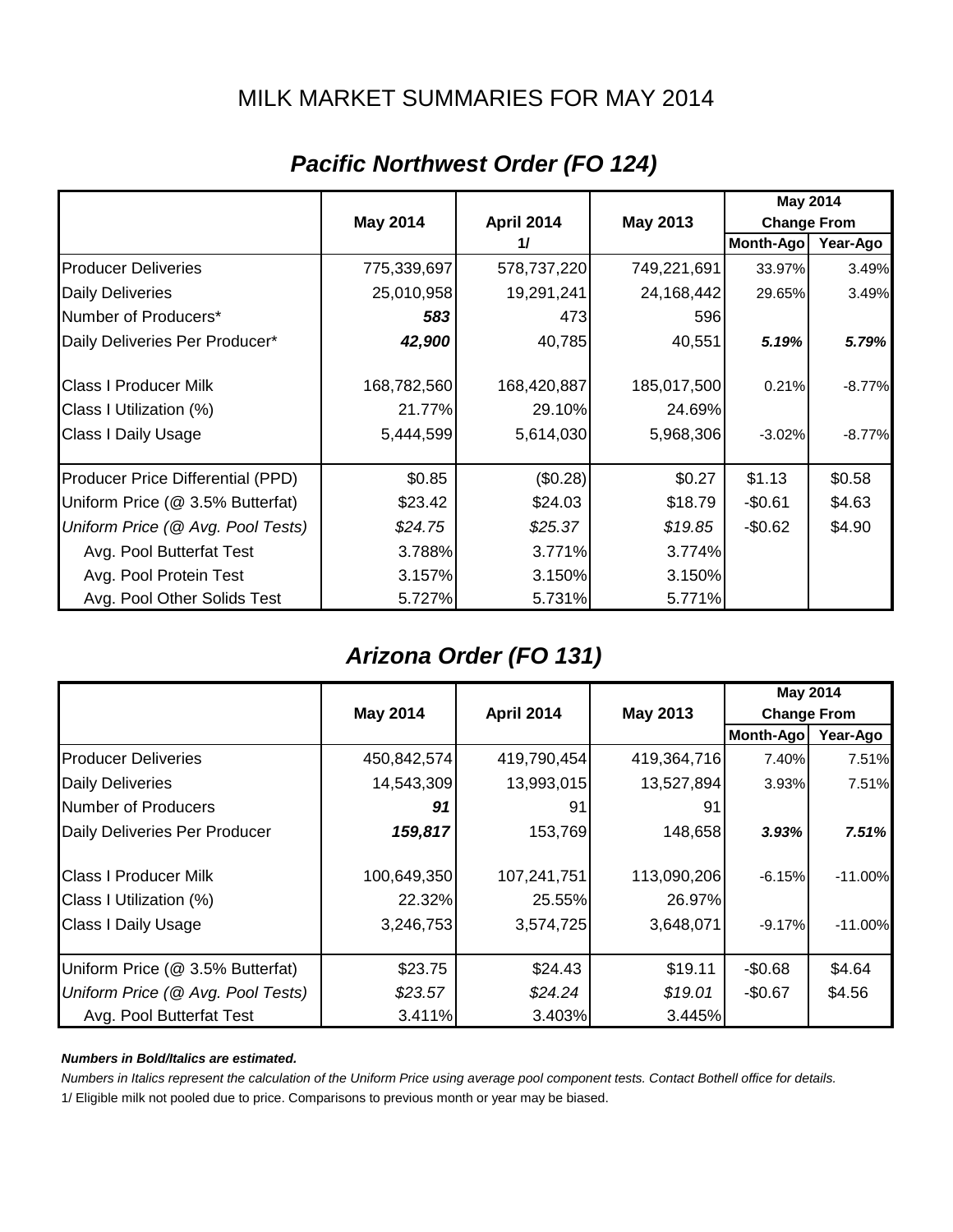# MILK MARKET SUMMARIES FOR MAY 2014

## *Pacific Northwest Order (FO 124)*

| | May 2014 | April 2014 1/ | May 2013 | May 2014 Change From Month-Ago | May 2014 Change From Year-Ago |
|---|---|---|---|---|---|
| Producer Deliveries | 775,339,697 | 578,737,220 | 749,221,691 | 33.97% | 3.49% |
| Daily Deliveries | 25,010,958 | 19,291,241 | 24,168,442 | 29.65% | 3.49% |
| Number of Producers* | ***583*** | 473 | 596 | | |
| Daily Deliveries Per Producer* | ***42,900*** | 40,785 | 40,551 | ***5.19%*** | ***5.79%*** |
| Class I Producer Milk | 168,782,560 | 168,420,887 | 185,017,500 | 0.21% | -8.77% |
| Class I Utilization (%) | 21.77% | 29.10% | 24.69% | | |
| Class I Daily Usage | 5,444,599 | 5,614,030 | 5,968,306 | -3.02% | -8.77% |
| Producer Price Differential (PPD) | $0.85 | ($0.28) | $0.27 | $1.13 | $0.58 |
| Uniform Price (@ 3.5% Butterfat) | $23.42 | $24.03 | $18.79 | -$0.61 | $4.63 |
| *Uniform Price (@ Avg. Pool Tests)* | *$24.75* | *$25.37* | *$19.85* | -$0.62 | $4.90 |
| Avg. Pool Butterfat Test | 3.788% | 3.771% | 3.774% | | |
| Avg. Pool Protein Test | 3.157% | 3.150% | 3.150% | | |
| Avg. Pool Other Solids Test | 5.727% | 5.731% | 5.771% | | |

## *Arizona Order (FO 131)*

| | May 2014 | April 2014 | May 2013 | May 2014 Change From Month-Ago | May 2014 Change From Year-Ago |
|---|---|---|---|---|---|
| Producer Deliveries | 450,842,574 | 419,790,454 | 419,364,716 | 7.40% | 7.51% |
| Daily Deliveries | 14,543,309 | 13,993,015 | 13,527,894 | 3.93% | 7.51% |
| Number of Producers | ***91*** | 91 | 91 | | |
| Daily Deliveries Per Producer | ***159,817*** | 153,769 | 148,658 | ***3.93%*** | ***7.51%*** |
| Class I Producer Milk | 100,649,350 | 107,241,751 | 113,090,206 | -6.15% | -11.00% |
| Class I Utilization (%) | 22.32% | 25.55% | 26.97% | | |
| Class I Daily Usage | 3,246,753 | 3,574,725 | 3,648,071 | -9.17% | -11.00% |
| Uniform Price (@ 3.5% Butterfat) | $23.75 | $24.43 | $19.11 | -$0.68 | $4.64 |
| *Uniform Price (@ Avg. Pool Tests)* | *$23.57* | *$24.24* | *$19.01* | -$0.67 | $4.56 |
| Avg. Pool Butterfat Test | 3.411% | 3.403% | 3.445% | | |

***Numbers in Bold/Italics are estimated.***

*Numbers in Italics represent the calculation of the Uniform Price using average pool component tests. Contact Bothell office for details.*

1/ Eligible milk not pooled due to price. Comparisons to previous month or year may be biased.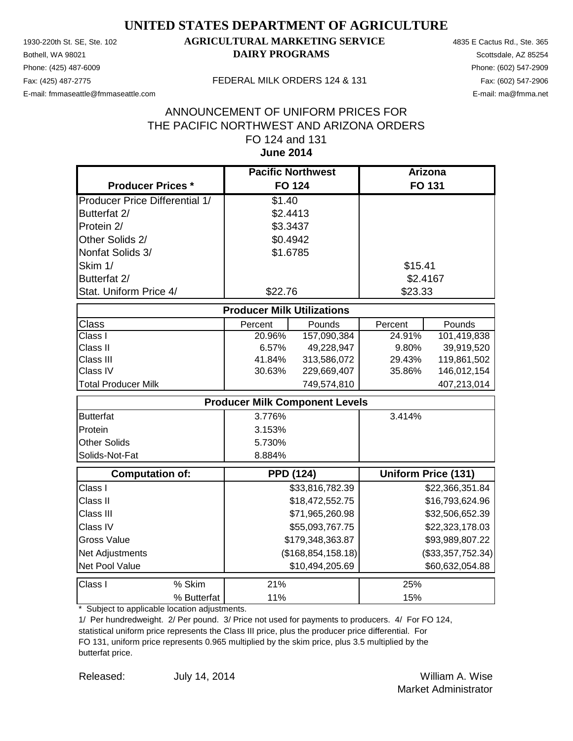# UNITED STATES DEPARTMENT OF AGRICULTURE

## AGRICULTURAL MARKETING SERVICE
## DAIRY PROGRAMS

1930-220th St. SE, Ste. 102
Bothell, WA 98021
Phone: (425) 487-6009
Fax: (425) 487-2775
E-mail: fmmaseattle@fmmaseattle.com

FEDERAL MILK ORDERS 124 & 131

4835 E Cactus Rd., Ste. 365
Scottsdale, AZ 85254
Phone: (602) 547-2909
Fax: (602) 547-2906
E-mail: ma@fmma.net

ANNOUNCEMENT OF UNIFORM PRICES FOR
THE PACIFIC NORTHWEST AND ARIZONA ORDERS
FO 124 and 131
**June 2014**

| Producer Prices * | Pacific Northwest FO 124 | | Arizona FO 131 | |
|---|---|---|---|---|
| Producer Price Differential 1/ | $1.40 | | | |
| Butterfat 2/ | $2.4413 | | | |
| Protein 2/ | $3.3437 | | | |
| Other Solids 2/ | $0.4942 | | | |
| Nonfat Solids 3/ | $1.6785 | | | |
| Skim 1/ | | | $15.41 | |
| Butterfat 2/ | | | $2.4167 | |
| Stat. Uniform Price 4/ | $22.76 | | $23.33 | |
| **Producer Milk Utilizations** | | | | |
| Class | Percent | Pounds | Percent | Pounds |
| Class I | 20.96% | 157,090,384 | 24.91% | 101,419,838 |
| Class II | 6.57% | 49,228,947 | 9.80% | 39,919,520 |
| Class III | 41.84% | 313,586,072 | 29.43% | 119,861,502 |
| Class IV | 30.63% | 229,669,407 | 35.86% | 146,012,154 |
| Total Producer Milk | | 749,574,810 | | 407,213,014 |
| **Producer Milk Component Levels** | | | | |
| Butterfat | 3.776% | | 3.414% | |
| Protein | 3.153% | | | |
| Other Solids | 5.730% | | | |
| Solids-Not-Fat | 8.884% | | | |
| **Computation of:** | **PPD (124)** | | **Uniform Price (131)** | |
| Class I | | $33,816,782.39 | | $22,366,351.84 |
| Class II | | $18,472,552.75 | | $16,793,624.96 |
| Class III | | $71,965,260.98 | | $32,506,652.39 |
| Class IV | | $55,093,767.75 | | $22,323,178.03 |
| Gross Value | | $179,348,363.87 | | $93,989,807.22 |
| Net Adjustments | | ($168,854,158.18) | | ($33,357,752.34) |
| Net Pool Value | | $10,494,205.69 | | $60,632,054.88 |
| Class I % Skim | 21% | | 25% | |
| Class I % Butterfat | 11% | | 15% | |

\* Subject to applicable location adjustments.

1/ Per hundredweight. 2/ Per pound. 3/ Price not used for payments to producers. 4/ For FO 124, statistical uniform price represents the Class III price, plus the producer price differential. For FO 131, uniform price represents 0.965 multiplied by the skim price, plus 3.5 multiplied by the butterfat price.

Released: July 14, 2014

William A. Wise
Market Administrator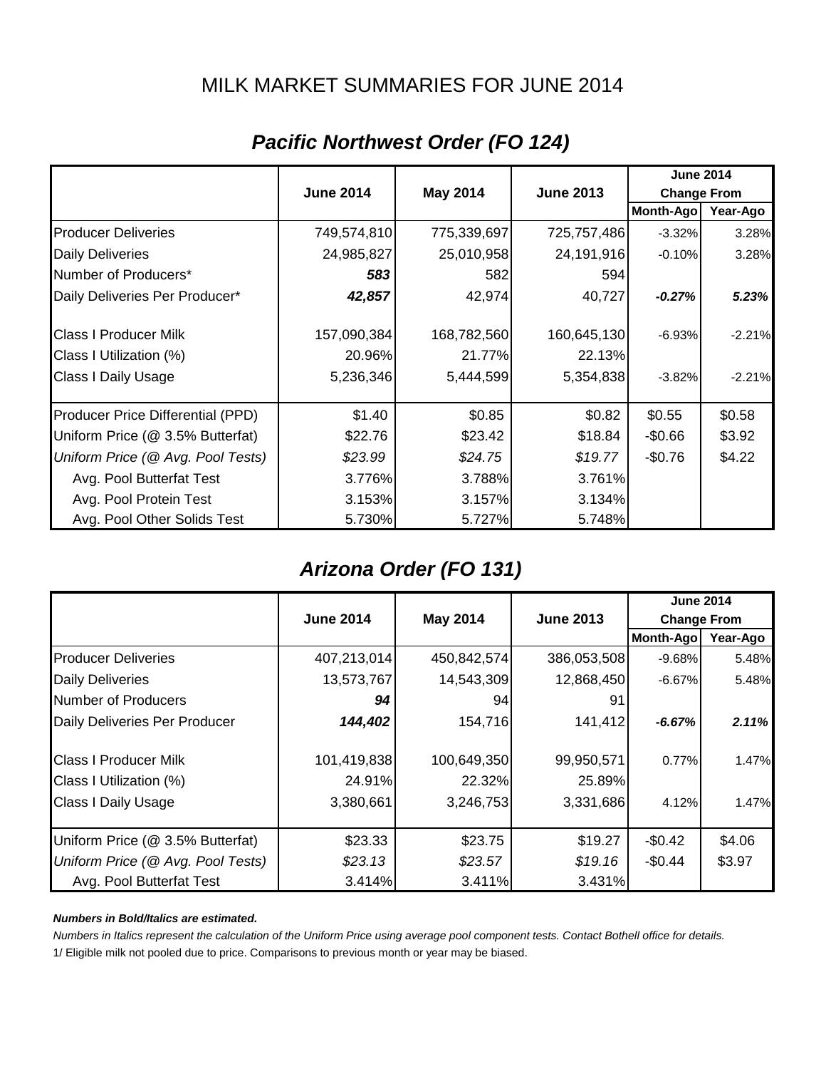# MILK MARKET SUMMARIES FOR JUNE 2014

## *Pacific Northwest Order (FO 124)*

| | June 2014 | May 2014 | June 2013 | June 2014 Change From | |
|---|---|---|---|---|---|
| | | | | Month-Ago | Year-Ago |
| Producer Deliveries | 749,574,810 | 775,339,697 | 725,757,486 | -3.32% | 3.28% |
| Daily Deliveries | 24,985,827 | 25,010,958 | 24,191,916 | -0.10% | 3.28% |
| Number of Producers* | ***583*** | 582 | 594 | | |
| Daily Deliveries Per Producer* | ***42,857*** | 42,974 | 40,727 | ***-0.27%*** | ***5.23%*** |
| Class I Producer Milk | 157,090,384 | 168,782,560 | 160,645,130 | -6.93% | -2.21% |
| Class I Utilization (%) | 20.96% | 21.77% | 22.13% | | |
| Class I Daily Usage | 5,236,346 | 5,444,599 | 5,354,838 | -3.82% | -2.21% |
| Producer Price Differential (PPD) | $1.40 | $0.85 | $0.82 | $0.55 | $0.58 |
| Uniform Price (@ 3.5% Butterfat) | $22.76 | $23.42 | $18.84 | -$0.66 | $3.92 |
| *Uniform Price (@ Avg. Pool Tests)* | *$23.99* | *$24.75* | *$19.77* | -$0.76 | $4.22 |
| Avg. Pool Butterfat Test | 3.776% | 3.788% | 3.761% | | |
| Avg. Pool Protein Test | 3.153% | 3.157% | 3.134% | | |
| Avg. Pool Other Solids Test | 5.730% | 5.727% | 5.748% | | |

## *Arizona Order (FO 131)*

| | June 2014 | May 2014 | June 2013 | June 2014 Change From | |
|---|---|---|---|---|---|
| | | | | Month-Ago | Year-Ago |
| Producer Deliveries | 407,213,014 | 450,842,574 | 386,053,508 | -9.68% | 5.48% |
| Daily Deliveries | 13,573,767 | 14,543,309 | 12,868,450 | -6.67% | 5.48% |
| Number of Producers | ***94*** | 94 | 91 | | |
| Daily Deliveries Per Producer | ***144,402*** | 154,716 | 141,412 | ***-6.67%*** | ***2.11%*** |
| Class I Producer Milk | 101,419,838 | 100,649,350 | 99,950,571 | 0.77% | 1.47% |
| Class I Utilization (%) | 24.91% | 22.32% | 25.89% | | |
| Class I Daily Usage | 3,380,661 | 3,246,753 | 3,331,686 | 4.12% | 1.47% |
| Uniform Price (@ 3.5% Butterfat) | $23.33 | $23.75 | $19.27 | -$0.42 | $4.06 |
| *Uniform Price (@ Avg. Pool Tests)* | *$23.13* | *$23.57* | *$19.16* | -$0.44 | $3.97 |
| Avg. Pool Butterfat Test | 3.414% | 3.411% | 3.431% | | |

***Numbers in Bold/Italics are estimated.***

*Numbers in Italics represent the calculation of the Uniform Price using average pool component tests. Contact Bothell office for details.*

1/ Eligible milk not pooled due to price. Comparisons to previous month or year may be biased.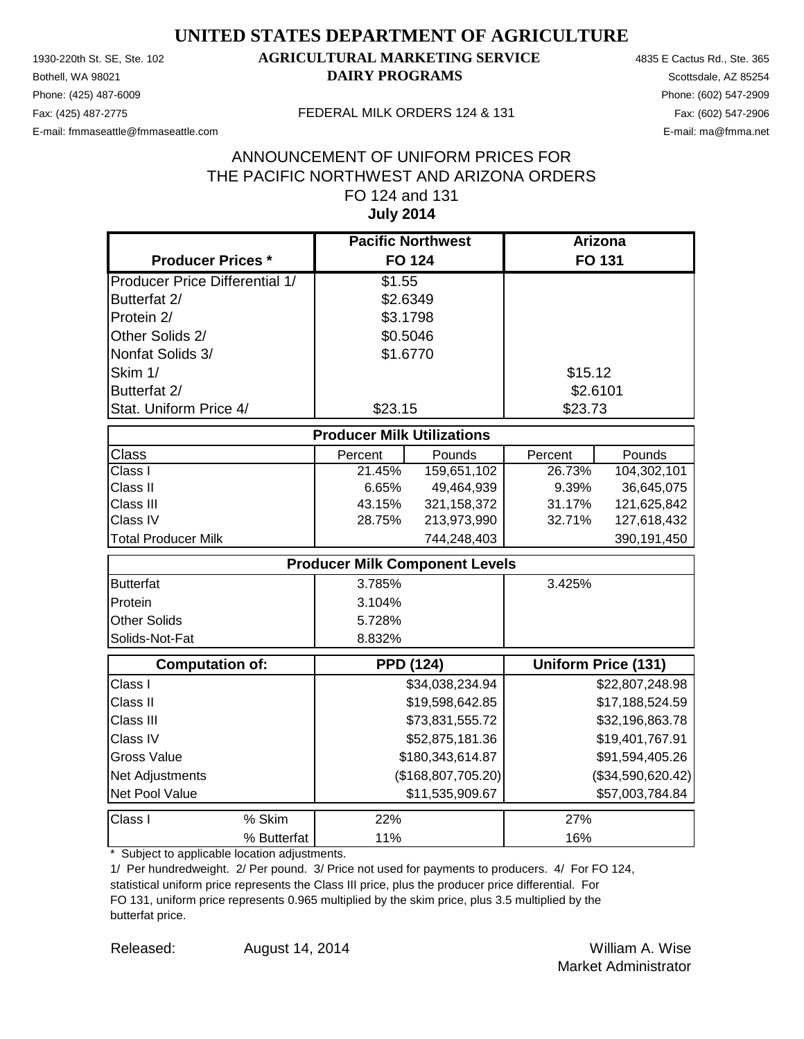# UNITED STATES DEPARTMENT OF AGRICULTURE

## AGRICULTURAL MARKETING SERVICE
## DAIRY PROGRAMS

1930-220th St. SE, Ste. 102
Bothell, WA 98021
Phone: (425) 487-6009
Fax: (425) 487-2775
E-mail: fmmaseattle@fmmaseattle.com

FEDERAL MILK ORDERS 124 & 131

4835 E Cactus Rd., Ste. 365
Scottsdale, AZ 85254
Phone: (602) 547-2909
Fax: (602) 547-2906
E-mail: ma@fmma.net

ANNOUNCEMENT OF UNIFORM PRICES FOR
THE PACIFIC NORTHWEST AND ARIZONA ORDERS
FO 124 and 131
**July 2014**

| Producer Prices * | Pacific Northwest FO 124 | | Arizona FO 131 | |
|---|---|---|---|---|
| Producer Price Differential 1/ | $1.55 | | | |
| Butterfat 2/ | $2.6349 | | | |
| Protein 2/ | $3.1798 | | | |
| Other Solids 2/ | $0.5046 | | | |
| Nonfat Solids 3/ | $1.6770 | | | |
| Skim 1/ | | | $15.12 | |
| Butterfat 2/ | | | $2.6101 | |
| Stat. Uniform Price 4/ | $23.15 | | $23.73 | |
| **Producer Milk Utilizations** | | | | |
| Class | Percent | Pounds | Percent | Pounds |
| Class I | 21.45% | 159,651,102 | 26.73% | 104,302,101 |
| Class II | 6.65% | 49,464,939 | 9.39% | 36,645,075 |
| Class III | 43.15% | 321,158,372 | 31.17% | 121,625,842 |
| Class IV | 28.75% | 213,973,990 | 32.71% | 127,618,432 |
| Total Producer Milk | | 744,248,403 | | 390,191,450 |
| **Producer Milk Component Levels** | | | | |
| Butterfat | 3.785% | | 3.425% | |
| Protein | 3.104% | | | |
| Other Solids | 5.728% | | | |
| Solids-Not-Fat | 8.832% | | | |
| **Computation of:** | **PPD (124)** | | **Uniform Price (131)** | |
| Class I | | $34,038,234.94 | | $22,807,248.98 |
| Class II | | $19,598,642.85 | | $17,188,524.59 |
| Class III | | $73,831,555.72 | | $32,196,863.78 |
| Class IV | | $52,875,181.36 | | $19,401,767.91 |
| Gross Value | | $180,343,614.87 | | $91,594,405.26 |
| Net Adjustments | | ($168,807,705.20) | | ($34,590,620.42) |
| Net Pool Value | | $11,535,909.67 | | $57,003,784.84 |
| Class I % Skim | 22% | | 27% | |
| % Butterfat | 11% | | 16% | |

\* Subject to applicable location adjustments.

1/ Per hundredweight. 2/ Per pound. 3/ Price not used for payments to producers. 4/ For FO 124, statistical uniform price represents the Class III price, plus the producer price differential. For FO 131, uniform price represents 0.965 multiplied by the skim price, plus 3.5 multiplied by the butterfat price.

Released: August 14, 2014

William A. Wise
Market Administrator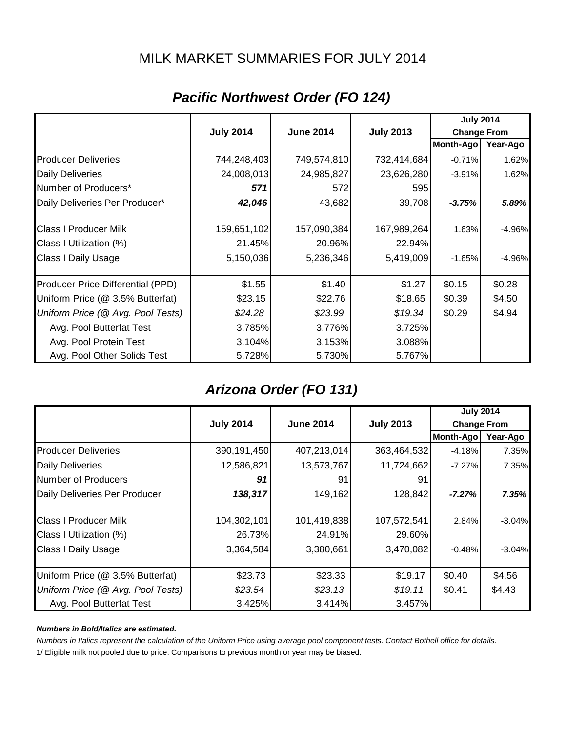# MILK MARKET SUMMARIES FOR JULY 2014

## *Pacific Northwest Order (FO 124)*

| | July 2014 | June 2014 | July 2013 | July 2014 Change From | |
|---|---|---|---|---|---|
| | | | | Month-Ago | Year-Ago |
| Producer Deliveries | 744,248,403 | 749,574,810 | 732,414,684 | -0.71% | 1.62% |
| Daily Deliveries | 24,008,013 | 24,985,827 | 23,626,280 | -3.91% | 1.62% |
| Number of Producers* | ***571*** | 572 | 595 | | |
| Daily Deliveries Per Producer* | ***42,046*** | 43,682 | 39,708 | ***-3.75%*** | ***5.89%*** |
| Class I Producer Milk | 159,651,102 | 157,090,384 | 167,989,264 | 1.63% | -4.96% |
| Class I Utilization (%) | 21.45% | 20.96% | 22.94% | | |
| Class I Daily Usage | 5,150,036 | 5,236,346 | 5,419,009 | -1.65% | -4.96% |
| Producer Price Differential (PPD) | $1.55 | $1.40 | $1.27 | $0.15 | $0.28 |
| Uniform Price (@ 3.5% Butterfat) | $23.15 | $22.76 | $18.65 | $0.39 | $4.50 |
| *Uniform Price (@ Avg. Pool Tests)* | *$24.28* | *$23.99* | *$19.34* | $0.29 | $4.94 |
| Avg. Pool Butterfat Test | 3.785% | 3.776% | 3.725% | | |
| Avg. Pool Protein Test | 3.104% | 3.153% | 3.088% | | |
| Avg. Pool Other Solids Test | 5.728% | 5.730% | 5.767% | | |

## *Arizona Order (FO 131)*

| | July 2014 | June 2014 | July 2013 | July 2014 Change From | |
|---|---|---|---|---|---|
| | | | | Month-Ago | Year-Ago |
| Producer Deliveries | 390,191,450 | 407,213,014 | 363,464,532 | -4.18% | 7.35% |
| Daily Deliveries | 12,586,821 | 13,573,767 | 11,724,662 | -7.27% | 7.35% |
| Number of Producers | ***91*** | 91 | 91 | | |
| Daily Deliveries Per Producer | ***138,317*** | 149,162 | 128,842 | ***-7.27%*** | ***7.35%*** |
| Class I Producer Milk | 104,302,101 | 101,419,838 | 107,572,541 | 2.84% | -3.04% |
| Class I Utilization (%) | 26.73% | 24.91% | 29.60% | | |
| Class I Daily Usage | 3,364,584 | 3,380,661 | 3,470,082 | -0.48% | -3.04% |
| Uniform Price (@ 3.5% Butterfat) | $23.73 | $23.33 | $19.17 | $0.40 | $4.56 |
| *Uniform Price (@ Avg. Pool Tests)* | *$23.54* | *$23.13* | *$19.11* | $0.41 | $4.43 |
| Avg. Pool Butterfat Test | 3.425% | 3.414% | 3.457% | | |

***Numbers in Bold/Italics are estimated.***

*Numbers in Italics represent the calculation of the Uniform Price using average pool component tests. Contact Bothell office for details.*

1/ Eligible milk not pooled due to price. Comparisons to previous month or year may be biased.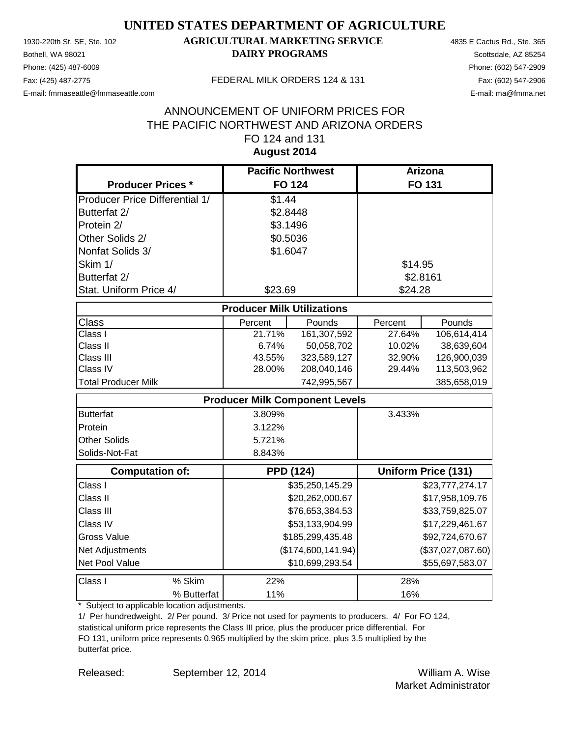# UNITED STATES DEPARTMENT OF AGRICULTURE

## AGRICULTURAL MARKETING SERVICE
## DAIRY PROGRAMS

1930-220th St. SE, Ste. 102
Bothell, WA 98021
Phone: (425) 487-6009
Fax: (425) 487-2775
E-mail: fmmaseattle@fmmaseattle.com

4835 E Cactus Rd., Ste. 365
Scottsdale, AZ 85254
Phone: (602) 547-2909
Fax: (602) 547-2906
E-mail: ma@fmma.net

FEDERAL MILK ORDERS 124 & 131

ANNOUNCEMENT OF UNIFORM PRICES FOR
THE PACIFIC NORTHWEST AND ARIZONA ORDERS
FO 124 and 131
**August 2014**

| **Producer Prices *** | **Pacific Northwest FO 124** | **Arizona FO 131** |
|---|---|---|
| Producer Price Differential 1/ | $1.44 | |
| Butterfat 2/ | $2.8448 | |
| Protein 2/ | $3.1496 | |
| Other Solids 2/ | $0.5036 | |
| Nonfat Solids 3/ | $1.6047 | |
| Skim 1/ | | $14.95 |
| Butterfat 2/ | | $2.8161 |
| Stat. Uniform Price 4/ | $23.69 | $24.28 |

**Producer Milk Utilizations**

| Class | Percent | Pounds | Percent | Pounds |
|---|---|---|---|---|
| Class I | 21.71% | 161,307,592 | 27.64% | 106,614,414 |
| Class II | 6.74% | 50,058,702 | 10.02% | 38,639,604 |
| Class III | 43.55% | 323,589,127 | 32.90% | 126,900,039 |
| Class IV | 28.00% | 208,040,146 | 29.44% | 113,503,962 |
| Total Producer Milk | | 742,995,567 | | 385,658,019 |

**Producer Milk Component Levels**

| | FO 124 | FO 131 |
|---|---|---|
| Butterfat | 3.809% | 3.433% |
| Protein | 3.122% | |
| Other Solids | 5.721% | |
| Solids-Not-Fat | 8.843% | |

| **Computation of:** | **PPD (124)** | **Uniform Price (131)** |
|---|---|---|
| Class I | $35,250,145.29 | $23,777,274.17 |
| Class II | $20,262,000.67 | $17,958,109.76 |
| Class III | $76,653,384.53 | $33,759,825.07 |
| Class IV | $53,133,904.99 | $17,229,461.67 |
| Gross Value | $185,299,435.48 | $92,724,670.67 |
| Net Adjustments | ($174,600,141.94) | ($37,027,087.60) |
| Net Pool Value | $10,699,293.54 | $55,697,583.07 |

| Class I | | FO 124 | FO 131 |
|---|---|---|---|
| | % Skim | 22% | 28% |
| | % Butterfat | 11% | 16% |

\* Subject to applicable location adjustments.

1/ Per hundredweight. 2/ Per pound. 3/ Price not used for payments to producers. 4/ For FO 124, statistical uniform price represents the Class III price, plus the producer price differential. For FO 131, uniform price represents 0.965 multiplied by the skim price, plus 3.5 multiplied by the butterfat price.

Released: September 12, 2014

William A. Wise
Market Administrator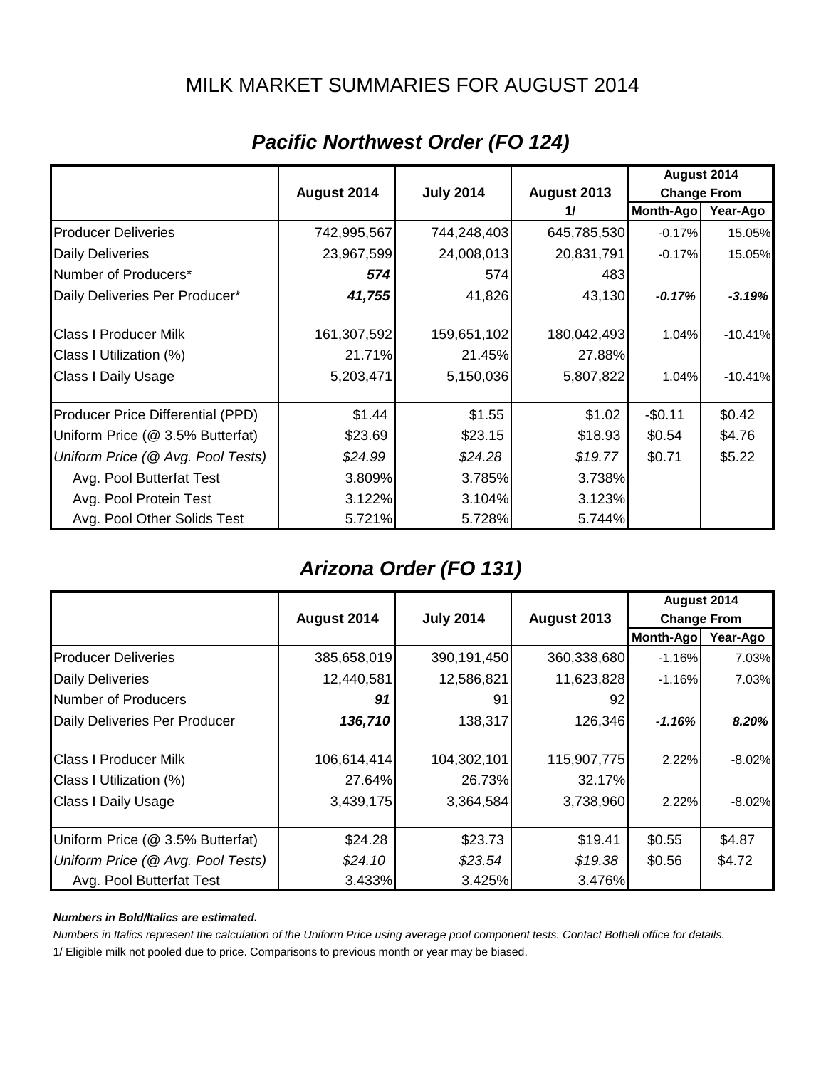# MILK MARKET SUMMARIES FOR AUGUST 2014

## *Pacific Northwest Order (FO 124)*

| | August 2014 | July 2014 | August 2013 1/ | August 2014 Change From Month-Ago | August 2014 Change From Year-Ago |
|---|---|---|---|---|---|
| Producer Deliveries | 742,995,567 | 744,248,403 | 645,785,530 | -0.17% | 15.05% |
| Daily Deliveries | 23,967,599 | 24,008,013 | 20,831,791 | -0.17% | 15.05% |
| Number of Producers* | ***574*** | 574 | 483 | | |
| Daily Deliveries Per Producer* | ***41,755*** | 41,826 | 43,130 | ***-0.17%*** | ***-3.19%*** |
| Class I Producer Milk | 161,307,592 | 159,651,102 | 180,042,493 | 1.04% | -10.41% |
| Class I Utilization (%) | 21.71% | 21.45% | 27.88% | | |
| Class I Daily Usage | 5,203,471 | 5,150,036 | 5,807,822 | 1.04% | -10.41% |
| Producer Price Differential (PPD) | $1.44 | $1.55 | $1.02 | -$0.11 | $0.42 |
| Uniform Price (@ 3.5% Butterfat) | $23.69 | $23.15 | $18.93 | $0.54 | $4.76 |
| *Uniform Price (@ Avg. Pool Tests)* | *$24.99* | *$24.28* | *$19.77* | $0.71 | $5.22 |
| Avg. Pool Butterfat Test | 3.809% | 3.785% | 3.738% | | |
| Avg. Pool Protein Test | 3.122% | 3.104% | 3.123% | | |
| Avg. Pool Other Solids Test | 5.721% | 5.728% | 5.744% | | |

## *Arizona Order (FO 131)*

| | August 2014 | July 2014 | August 2013 | August 2014 Change From Month-Ago | August 2014 Change From Year-Ago |
|---|---|---|---|---|---|
| Producer Deliveries | 385,658,019 | 390,191,450 | 360,338,680 | -1.16% | 7.03% |
| Daily Deliveries | 12,440,581 | 12,586,821 | 11,623,828 | -1.16% | 7.03% |
| Number of Producers | ***91*** | 91 | 92 | | |
| Daily Deliveries Per Producer | ***136,710*** | 138,317 | 126,346 | ***-1.16%*** | ***8.20%*** |
| Class I Producer Milk | 106,614,414 | 104,302,101 | 115,907,775 | 2.22% | -8.02% |
| Class I Utilization (%) | 27.64% | 26.73% | 32.17% | | |
| Class I Daily Usage | 3,439,175 | 3,364,584 | 3,738,960 | 2.22% | -8.02% |
| Uniform Price (@ 3.5% Butterfat) | $24.28 | $23.73 | $19.41 | $0.55 | $4.87 |
| *Uniform Price (@ Avg. Pool Tests)* | *$24.10* | *$23.54* | *$19.38* | $0.56 | $4.72 |
| Avg. Pool Butterfat Test | 3.433% | 3.425% | 3.476% | | |

***Numbers in Bold/Italics are estimated.***

*Numbers in Italics represent the calculation of the Uniform Price using average pool component tests. Contact Bothell office for details.*

1/ Eligible milk not pooled due to price. Comparisons to previous month or year may be biased.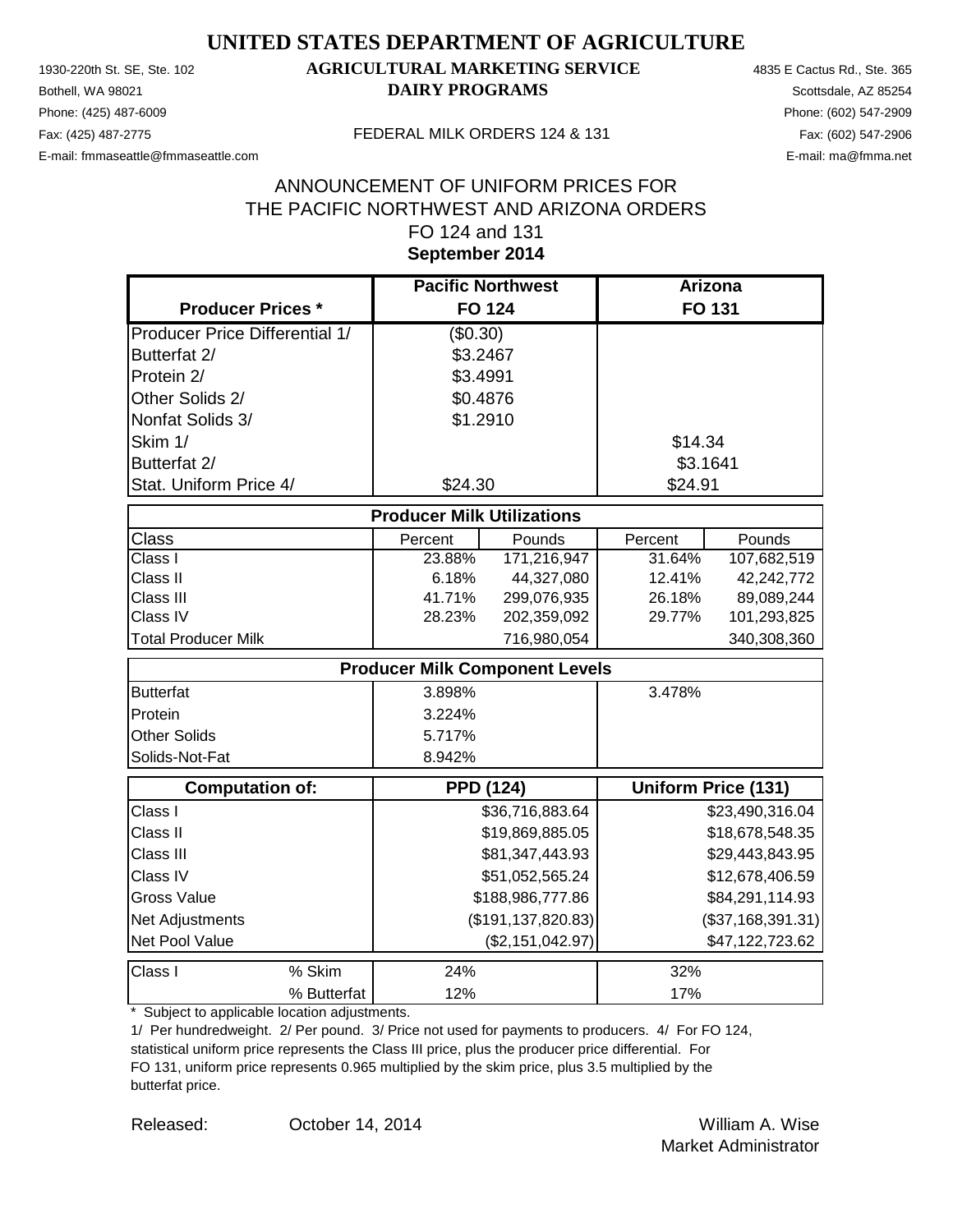# UNITED STATES DEPARTMENT OF AGRICULTURE

1930-220th St. SE, Ste. 102
Bothell, WA 98021
Phone: (425) 487-6009
Fax: (425) 487-2775
E-mail: fmmaseattle@fmmaseattle.com

**AGRICULTURAL MARKETING SERVICE**
**DAIRY PROGRAMS**

FEDERAL MILK ORDERS 124 & 131

4835 E Cactus Rd., Ste. 365
Scottsdale, AZ 85254
Phone: (602) 547-2909
Fax: (602) 547-2906
E-mail: ma@fmma.net

## ANNOUNCEMENT OF UNIFORM PRICES FOR THE PACIFIC NORTHWEST AND ARIZONA ORDERS FO 124 and 131
## September 2014

| Producer Prices * | Pacific Northwest FO 124 | | Arizona FO 131 | |
|---|---|---|---|---|
| Producer Price Differential 1/ | ($0.30) | | | |
| Butterfat 2/ | $3.2467 | | | |
| Protein 2/ | $3.4991 | | | |
| Other Solids 2/ | $0.4876 | | | |
| Nonfat Solids 3/ | $1.2910 | | | |
| Skim 1/ | | | $14.34 | |
| Butterfat 2/ | | | $3.1641 | |
| Stat. Uniform Price 4/ | $24.30 | | $24.91 | |
| **Producer Milk Utilizations** | | | | |
| Class | Percent | Pounds | Percent | Pounds |
| Class I | 23.88% | 171,216,947 | 31.64% | 107,682,519 |
| Class II | 6.18% | 44,327,080 | 12.41% | 42,242,772 |
| Class III | 41.71% | 299,076,935 | 26.18% | 89,089,244 |
| Class IV | 28.23% | 202,359,092 | 29.77% | 101,293,825 |
| Total Producer Milk | | 716,980,054 | | 340,308,360 |
| **Producer Milk Component Levels** | | | | |
| Butterfat | 3.898% | | 3.478% | |
| Protein | 3.224% | | | |
| Other Solids | 5.717% | | | |
| Solids-Not-Fat | 8.942% | | | |
| **Computation of:** | **PPD (124)** | | **Uniform Price (131)** | |
| Class I | | $36,716,883.64 | | $23,490,316.04 |
| Class II | | $19,869,885.05 | | $18,678,548.35 |
| Class III | | $81,347,443.93 | | $29,443,843.95 |
| Class IV | | $51,052,565.24 | | $12,678,406.59 |
| Gross Value | | $188,986,777.86 | | $84,291,114.93 |
| Net Adjustments | | ($191,137,820.83) | | ($37,168,391.31) |
| Net Pool Value | | ($2,151,042.97) | | $47,122,723.62 |
| Class I % Skim | 24% | | 32% | |
| % Butterfat | 12% | | 17% | |

\* Subject to applicable location adjustments.

1/ Per hundredweight. 2/ Per pound. 3/ Price not used for payments to producers. 4/ For FO 124, statistical uniform price represents the Class III price, plus the producer price differential. For FO 131, uniform price represents 0.965 multiplied by the skim price, plus 3.5 multiplied by the butterfat price.

Released: October 14, 2014

William A. Wise
Market Administrator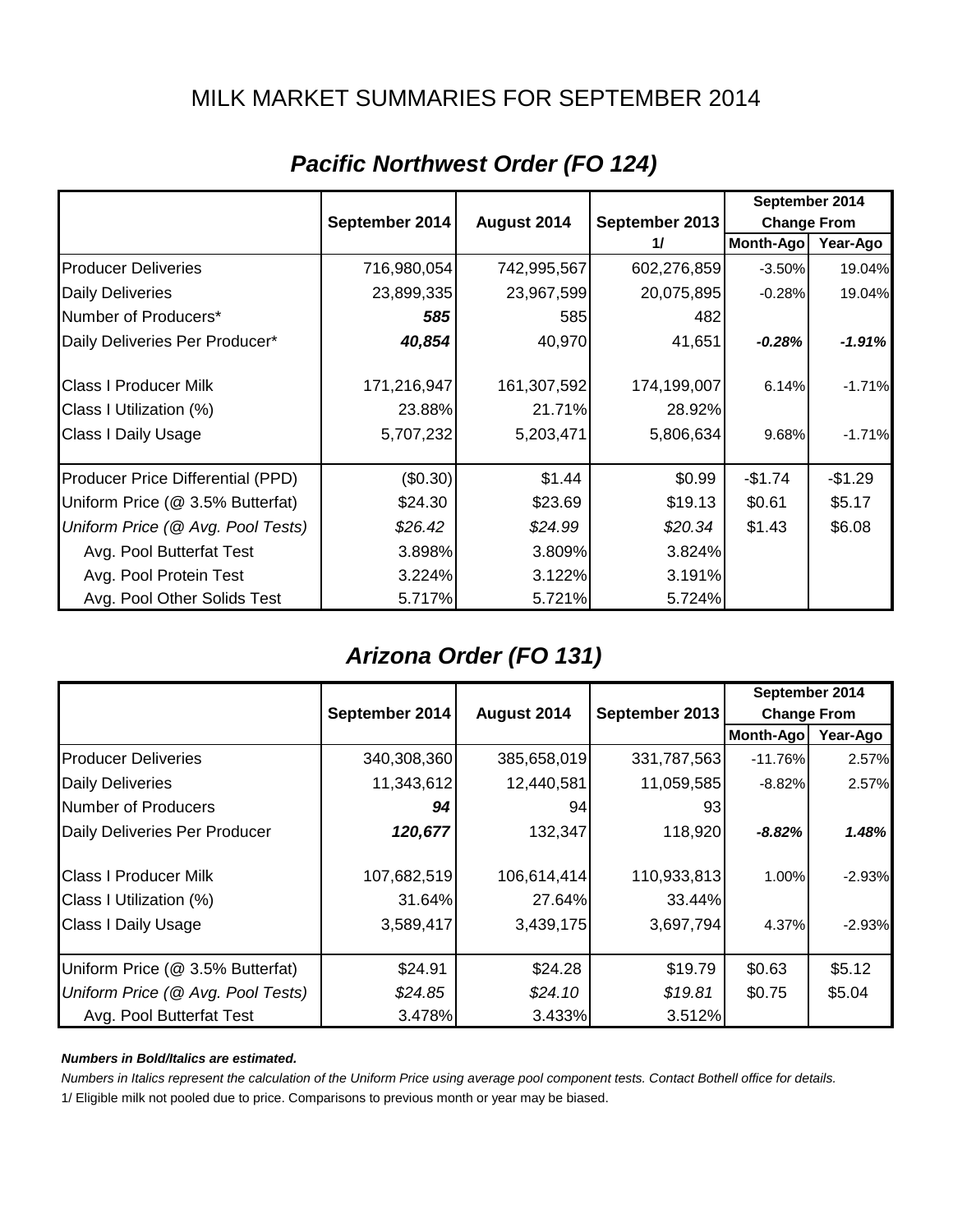# MILK MARKET SUMMARIES FOR SEPTEMBER 2014

## *Pacific Northwest Order (FO 124)*

| | September 2014 | August 2014 | September 2013 1/ | September 2014 Change From Month-Ago | September 2014 Change From Year-Ago |
|---|---|---|---|---|---|
| Producer Deliveries | 716,980,054 | 742,995,567 | 602,276,859 | -3.50% | 19.04% |
| Daily Deliveries | 23,899,335 | 23,967,599 | 20,075,895 | -0.28% | 19.04% |
| Number of Producers* | ***585*** | 585 | 482 | | |
| Daily Deliveries Per Producer* | ***40,854*** | 40,970 | 41,651 | ***-0.28%*** | ***-1.91%*** |
| Class I Producer Milk | 171,216,947 | 161,307,592 | 174,199,007 | 6.14% | -1.71% |
| Class I Utilization (%) | 23.88% | 21.71% | 28.92% | | |
| Class I Daily Usage | 5,707,232 | 5,203,471 | 5,806,634 | 9.68% | -1.71% |
| Producer Price Differential (PPD) | ($0.30) | $1.44 | $0.99 | -$1.74 | -$1.29 |
| Uniform Price (@ 3.5% Butterfat) | $24.30 | $23.69 | $19.13 | $0.61 | $5.17 |
| *Uniform Price (@ Avg. Pool Tests)* | *$26.42* | *$24.99* | *$20.34* | $1.43 | $6.08 |
| Avg. Pool Butterfat Test | 3.898% | 3.809% | 3.824% | | |
| Avg. Pool Protein Test | 3.224% | 3.122% | 3.191% | | |
| Avg. Pool Other Solids Test | 5.717% | 5.721% | 5.724% | | |

## *Arizona Order (FO 131)*

| | September 2014 | August 2014 | September 2013 | September 2014 Change From Month-Ago | September 2014 Change From Year-Ago |
|---|---|---|---|---|---|
| Producer Deliveries | 340,308,360 | 385,658,019 | 331,787,563 | -11.76% | 2.57% |
| Daily Deliveries | 11,343,612 | 12,440,581 | 11,059,585 | -8.82% | 2.57% |
| Number of Producers | ***94*** | 94 | 93 | | |
| Daily Deliveries Per Producer | ***120,677*** | 132,347 | 118,920 | ***-8.82%*** | ***1.48%*** |
| Class I Producer Milk | 107,682,519 | 106,614,414 | 110,933,813 | 1.00% | -2.93% |
| Class I Utilization (%) | 31.64% | 27.64% | 33.44% | | |
| Class I Daily Usage | 3,589,417 | 3,439,175 | 3,697,794 | 4.37% | -2.93% |
| Uniform Price (@ 3.5% Butterfat) | $24.91 | $24.28 | $19.79 | $0.63 | $5.12 |
| *Uniform Price (@ Avg. Pool Tests)* | *$24.85* | *$24.10* | *$19.81* | $0.75 | $5.04 |
| Avg. Pool Butterfat Test | 3.478% | 3.433% | 3.512% | | |

***Numbers in Bold/Italics are estimated.***

*Numbers in Italics represent the calculation of the Uniform Price using average pool component tests. Contact Bothell office for details.*

1/ Eligible milk not pooled due to price. Comparisons to previous month or year may be biased.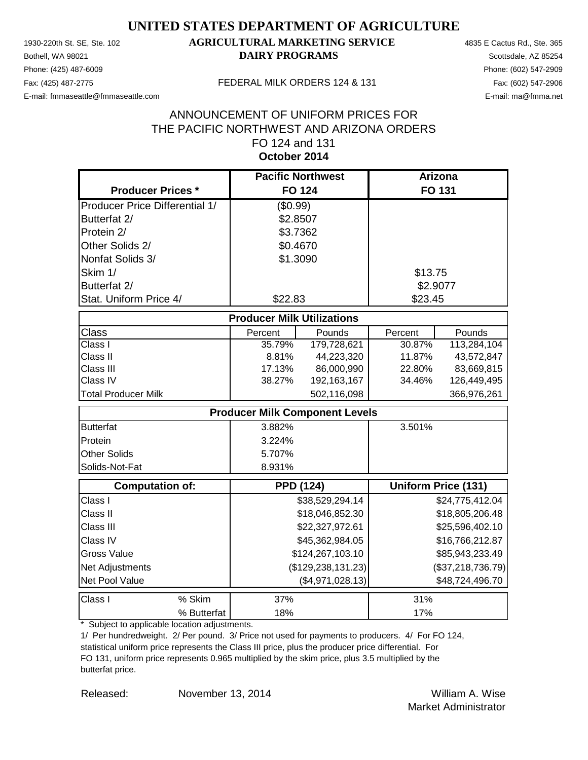# UNITED STATES DEPARTMENT OF AGRICULTURE

## AGRICULTURAL MARKETING SERVICE
## DAIRY PROGRAMS

1930-220th St. SE, Ste. 102
Bothell, WA 98021
Phone: (425) 487-6009
Fax: (425) 487-2775
E-mail: fmmaseattle@fmmaseattle.com

4835 E Cactus Rd., Ste. 365
Scottsdale, AZ 85254
Phone: (602) 547-2909
Fax: (602) 547-2906
E-mail: ma@fmma.net

FEDERAL MILK ORDERS 124 & 131

ANNOUNCEMENT OF UNIFORM PRICES FOR
THE PACIFIC NORTHWEST AND ARIZONA ORDERS
FO 124 and 131
**October 2014**

| Producer Prices * | Pacific Northwest FO 124 | Arizona FO 131 |
|---|---|---|
| Producer Price Differential 1/ | ($0.99) | |
| Butterfat 2/ | $2.8507 | |
| Protein 2/ | $3.7362 | |
| Other Solids 2/ | $0.4670 | |
| Nonfat Solids 3/ | $1.3090 | |
| Skim 1/ | | $13.75 |
| Butterfat 2/ | | $2.9077 |
| Stat. Uniform Price 4/ | $22.83 | $23.45 |

**Producer Milk Utilizations**

| Class | Percent (124) | Pounds (124) | Percent (131) | Pounds (131) |
|---|---|---|---|---|
| Class I | 35.79% | 179,728,621 | 30.87% | 113,284,104 |
| Class II | 8.81% | 44,223,320 | 11.87% | 43,572,847 |
| Class III | 17.13% | 86,000,990 | 22.80% | 83,669,815 |
| Class IV | 38.27% | 192,163,167 | 34.46% | 126,449,495 |
| Total Producer Milk | | 502,116,098 | | 366,976,261 |

**Producer Milk Component Levels**

| | FO 124 | FO 131 |
|---|---|---|
| Butterfat | 3.882% | 3.501% |
| Protein | 3.224% | |
| Other Solids | 5.707% | |
| Solids-Not-Fat | 8.931% | |

| Computation of: | PPD (124) | Uniform Price (131) |
|---|---|---|
| Class I | $38,529,294.14 | $24,775,412.04 |
| Class II | $18,046,852.30 | $18,805,206.48 |
| Class III | $22,327,972.61 | $25,596,402.10 |
| Class IV | $45,362,984.05 | $16,766,212.87 |
| Gross Value | $124,267,103.10 | $85,943,233.49 |
| Net Adjustments | ($129,238,131.23) | ($37,218,736.79) |
| Net Pool Value | ($4,971,028.13) | $48,724,496.70 |

| Class I | | FO 124 | FO 131 |
|---|---|---|---|
| | % Skim | 37% | 31% |
| | % Butterfat | 18% | 17% |

\* Subject to applicable location adjustments.

1/ Per hundredweight. 2/ Per pound. 3/ Price not used for payments to producers. 4/ For FO 124, statistical uniform price represents the Class III price, plus the producer price differential. For FO 131, uniform price represents 0.965 multiplied by the skim price, plus 3.5 multiplied by the butterfat price.

Released: November 13, 2014

William A. Wise
Market Administrator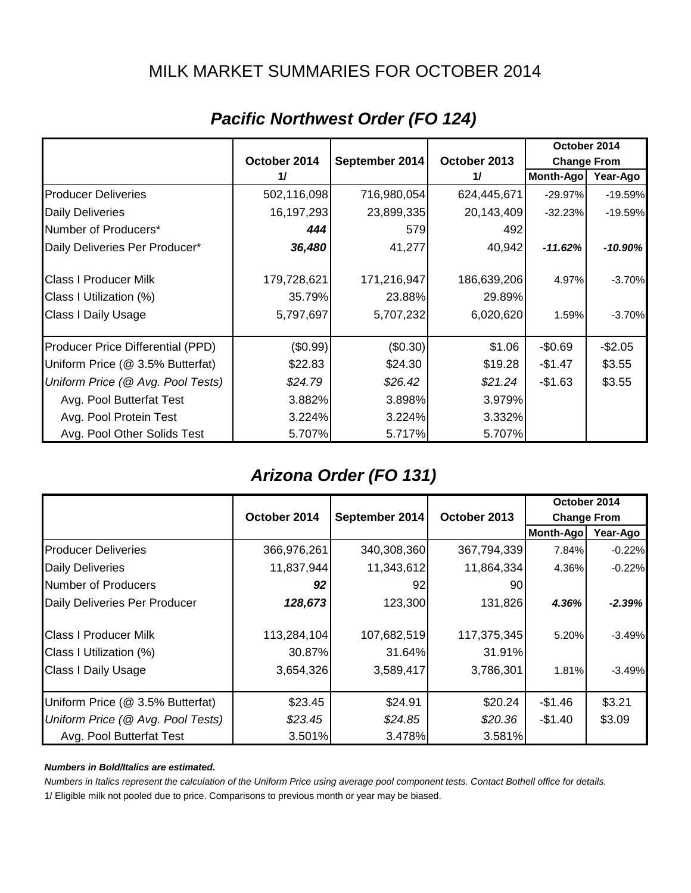# MILK MARKET SUMMARIES FOR OCTOBER 2014

## *Pacific Northwest Order (FO 124)*

| | October 2014 1/ | September 2014 | October 2013 1/ | October 2014 Change From Month-Ago | October 2014 Change From Year-Ago |
|---|---|---|---|---|---|
| Producer Deliveries | 502,116,098 | 716,980,054 | 624,445,671 | -29.97% | -19.59% |
| Daily Deliveries | 16,197,293 | 23,899,335 | 20,143,409 | -32.23% | -19.59% |
| Number of Producers* | ***444*** | 579 | 492 | | |
| Daily Deliveries Per Producer* | ***36,480*** | 41,277 | 40,942 | ***-11.62%*** | ***-10.90%*** |
| Class I Producer Milk | 179,728,621 | 171,216,947 | 186,639,206 | 4.97% | -3.70% |
| Class I Utilization (%) | 35.79% | 23.88% | 29.89% | | |
| Class I Daily Usage | 5,797,697 | 5,707,232 | 6,020,620 | 1.59% | -3.70% |
| Producer Price Differential (PPD) | ($0.99) | ($0.30) | $1.06 | -$0.69 | -$2.05 |
| Uniform Price (@ 3.5% Butterfat) | $22.83 | $24.30 | $19.28 | -$1.47 | $3.55 |
| *Uniform Price (@ Avg. Pool Tests)* | *$24.79* | *$26.42* | *$21.24* | -$1.63 | $3.55 |
| Avg. Pool Butterfat Test | 3.882% | 3.898% | 3.979% | | |
| Avg. Pool Protein Test | 3.224% | 3.224% | 3.332% | | |
| Avg. Pool Other Solids Test | 5.707% | 5.717% | 5.707% | | |

## *Arizona Order (FO 131)*

| | October 2014 | September 2014 | October 2013 | October 2014 Change From Month-Ago | October 2014 Change From Year-Ago |
|---|---|---|---|---|---|
| Producer Deliveries | 366,976,261 | 340,308,360 | 367,794,339 | 7.84% | -0.22% |
| Daily Deliveries | 11,837,944 | 11,343,612 | 11,864,334 | 4.36% | -0.22% |
| Number of Producers | ***92*** | 92 | 90 | | |
| Daily Deliveries Per Producer | ***128,673*** | 123,300 | 131,826 | ***4.36%*** | ***-2.39%*** |
| Class I Producer Milk | 113,284,104 | 107,682,519 | 117,375,345 | 5.20% | -3.49% |
| Class I Utilization (%) | 30.87% | 31.64% | 31.91% | | |
| Class I Daily Usage | 3,654,326 | 3,589,417 | 3,786,301 | 1.81% | -3.49% |
| Uniform Price (@ 3.5% Butterfat) | $23.45 | $24.91 | $20.24 | -$1.46 | $3.21 |
| *Uniform Price (@ Avg. Pool Tests)* | *$23.45* | *$24.85* | *$20.36* | -$1.40 | $3.09 |
| Avg. Pool Butterfat Test | 3.501% | 3.478% | 3.581% | | |

***Numbers in Bold/Italics are estimated.***

*Numbers in Italics represent the calculation of the Uniform Price using average pool component tests. Contact Bothell office for details.*

1/ Eligible milk not pooled due to price. Comparisons to previous month or year may be biased.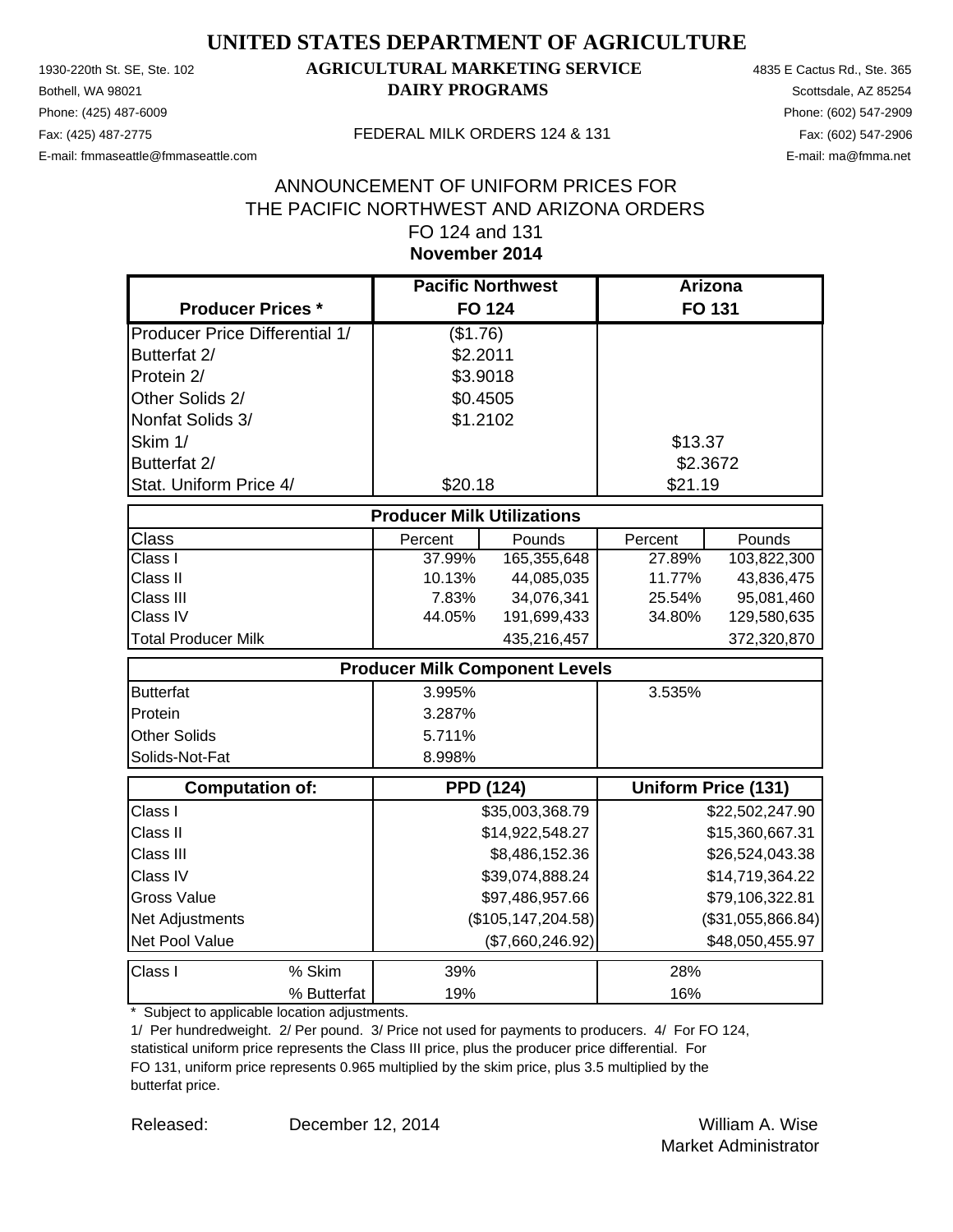# UNITED STATES DEPARTMENT OF AGRICULTURE

## AGRICULTURAL MARKETING SERVICE
## DAIRY PROGRAMS

1930-220th St. SE, Ste. 102
Bothell, WA 98021
Phone: (425) 487-6009
Fax: (425) 487-2775
E-mail: fmmaseattle@fmmaseattle.com

4835 E Cactus Rd., Ste. 365
Scottsdale, AZ 85254
Phone: (602) 547-2909
Fax: (602) 547-2906
E-mail: ma@fmma.net

FEDERAL MILK ORDERS 124 & 131

ANNOUNCEMENT OF UNIFORM PRICES FOR
THE PACIFIC NORTHWEST AND ARIZONA ORDERS
FO 124 and 131
**November 2014**

| Producer Prices * | Pacific Northwest FO 124 | Arizona FO 131 |
|---|---|---|
| Producer Price Differential 1/ | ($1.76) | |
| Butterfat 2/ | $2.2011 | |
| Protein 2/ | $3.9018 | |
| Other Solids 2/ | $0.4505 | |
| Nonfat Solids 3/ | $1.2102 | |
| Skim 1/ | | $13.37 |
| Butterfat 2/ | | $2.3672 |
| Stat. Uniform Price 4/ | $20.18 | $21.19 |

| Producer Milk Utilizations | | | | |
|---|---|---|---|---|
| Class | Percent | Pounds | Percent | Pounds |
| Class I | 37.99% | 165,355,648 | 27.89% | 103,822,300 |
| Class II | 10.13% | 44,085,035 | 11.77% | 43,836,475 |
| Class III | 7.83% | 34,076,341 | 25.54% | 95,081,460 |
| Class IV | 44.05% | 191,699,433 | 34.80% | 129,580,635 |
| Total Producer Milk | | 435,216,457 | | 372,320,870 |

| Producer Milk Component Levels | | |
|---|---|---|
| Butterfat | 3.995% | 3.535% |
| Protein | 3.287% | |
| Other Solids | 5.711% | |
| Solids-Not-Fat | 8.998% | |

| Computation of: | PPD (124) | Uniform Price (131) |
|---|---|---|
| Class I | $35,003,368.79 | $22,502,247.90 |
| Class II | $14,922,548.27 | $15,360,667.31 |
| Class III | $8,486,152.36 | $26,524,043.38 |
| Class IV | $39,074,888.24 | $14,719,364.22 |
| Gross Value | $97,486,957.66 | $79,106,322.81 |
| Net Adjustments | ($105,147,204.58) | ($31,055,866.84) |
| Net Pool Value | ($7,660,246.92) | $48,050,455.97 |

| Class I | | | |
|---|---|---|---|
| | % Skim | 39% | 28% |
| | % Butterfat | 19% | 16% |

\* Subject to applicable location adjustments.

1/ Per hundredweight. 2/ Per pound. 3/ Price not used for payments to producers. 4/ For FO 124, statistical uniform price represents the Class III price, plus the producer price differential. For FO 131, uniform price represents 0.965 multiplied by the skim price, plus 3.5 multiplied by the butterfat price.

Released: December 12, 2014

William A. Wise
Market Administrator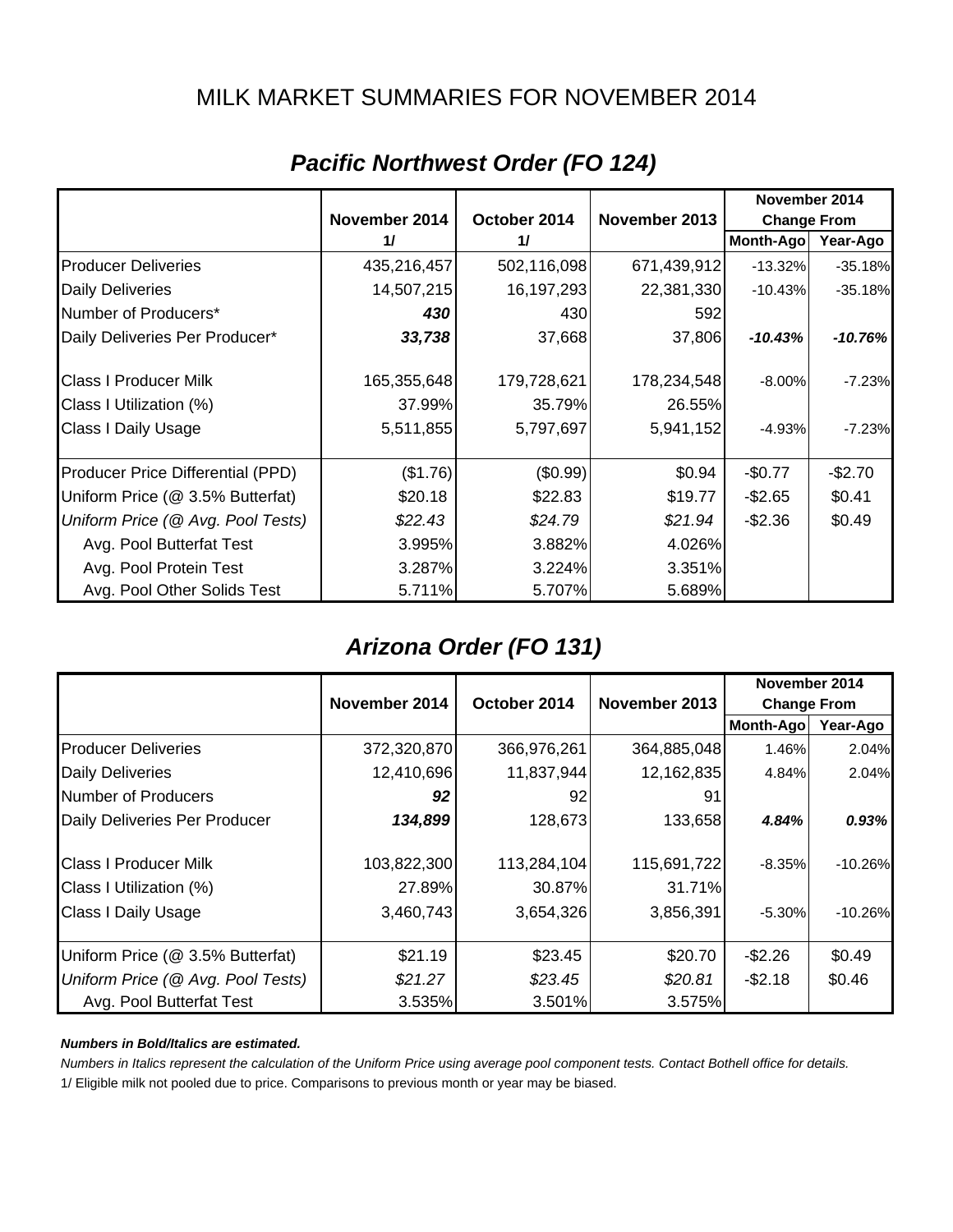# MILK MARKET SUMMARIES FOR NOVEMBER 2014

## *Pacific Northwest Order (FO 124)*

| | November 2014 1/ | October 2014 1/ | November 2013 | November 2014 Change From | |
|---|---|---|---|---|---|
| | | | | Month-Ago | Year-Ago |
| Producer Deliveries | 435,216,457 | 502,116,098 | 671,439,912 | -13.32% | -35.18% |
| Daily Deliveries | 14,507,215 | 16,197,293 | 22,381,330 | -10.43% | -35.18% |
| Number of Producers* | ***430*** | 430 | 592 | | |
| Daily Deliveries Per Producer* | ***33,738*** | 37,668 | 37,806 | ***-10.43%*** | ***-10.76%*** |
| Class I Producer Milk | 165,355,648 | 179,728,621 | 178,234,548 | -8.00% | -7.23% |
| Class I Utilization (%) | 37.99% | 35.79% | 26.55% | | |
| Class I Daily Usage | 5,511,855 | 5,797,697 | 5,941,152 | -4.93% | -7.23% |
| Producer Price Differential (PPD) | ($1.76) | ($0.99) | $0.94 | -$0.77 | -$2.70 |
| Uniform Price (@ 3.5% Butterfat) | $20.18 | $22.83 | $19.77 | -$2.65 | $0.41 |
| *Uniform Price (@ Avg. Pool Tests)* | *$22.43* | *$24.79* | *$21.94* | -$2.36 | $0.49 |
| Avg. Pool Butterfat Test | 3.995% | 3.882% | 4.026% | | |
| Avg. Pool Protein Test | 3.287% | 3.224% | 3.351% | | |
| Avg. Pool Other Solids Test | 5.711% | 5.707% | 5.689% | | |

## *Arizona Order (FO 131)*

| | November 2014 | October 2014 | November 2013 | November 2014 Change From | |
|---|---|---|---|---|---|
| | | | | Month-Ago | Year-Ago |
| Producer Deliveries | 372,320,870 | 366,976,261 | 364,885,048 | 1.46% | 2.04% |
| Daily Deliveries | 12,410,696 | 11,837,944 | 12,162,835 | 4.84% | 2.04% |
| Number of Producers | ***92*** | 92 | 91 | | |
| Daily Deliveries Per Producer | ***134,899*** | 128,673 | 133,658 | ***4.84%*** | ***0.93%*** |
| Class I Producer Milk | 103,822,300 | 113,284,104 | 115,691,722 | -8.35% | -10.26% |
| Class I Utilization (%) | 27.89% | 30.87% | 31.71% | | |
| Class I Daily Usage | 3,460,743 | 3,654,326 | 3,856,391 | -5.30% | -10.26% |
| Uniform Price (@ 3.5% Butterfat) | $21.19 | $23.45 | $20.70 | -$2.26 | $0.49 |
| *Uniform Price (@ Avg. Pool Tests)* | *$21.27* | *$23.45* | *$20.81* | -$2.18 | $0.46 |
| Avg. Pool Butterfat Test | 3.535% | 3.501% | 3.575% | | |

***Numbers in Bold/Italics are estimated.***

*Numbers in Italics represent the calculation of the Uniform Price using average pool component tests. Contact Bothell office for details.*

1/ Eligible milk not pooled due to price. Comparisons to previous month or year may be biased.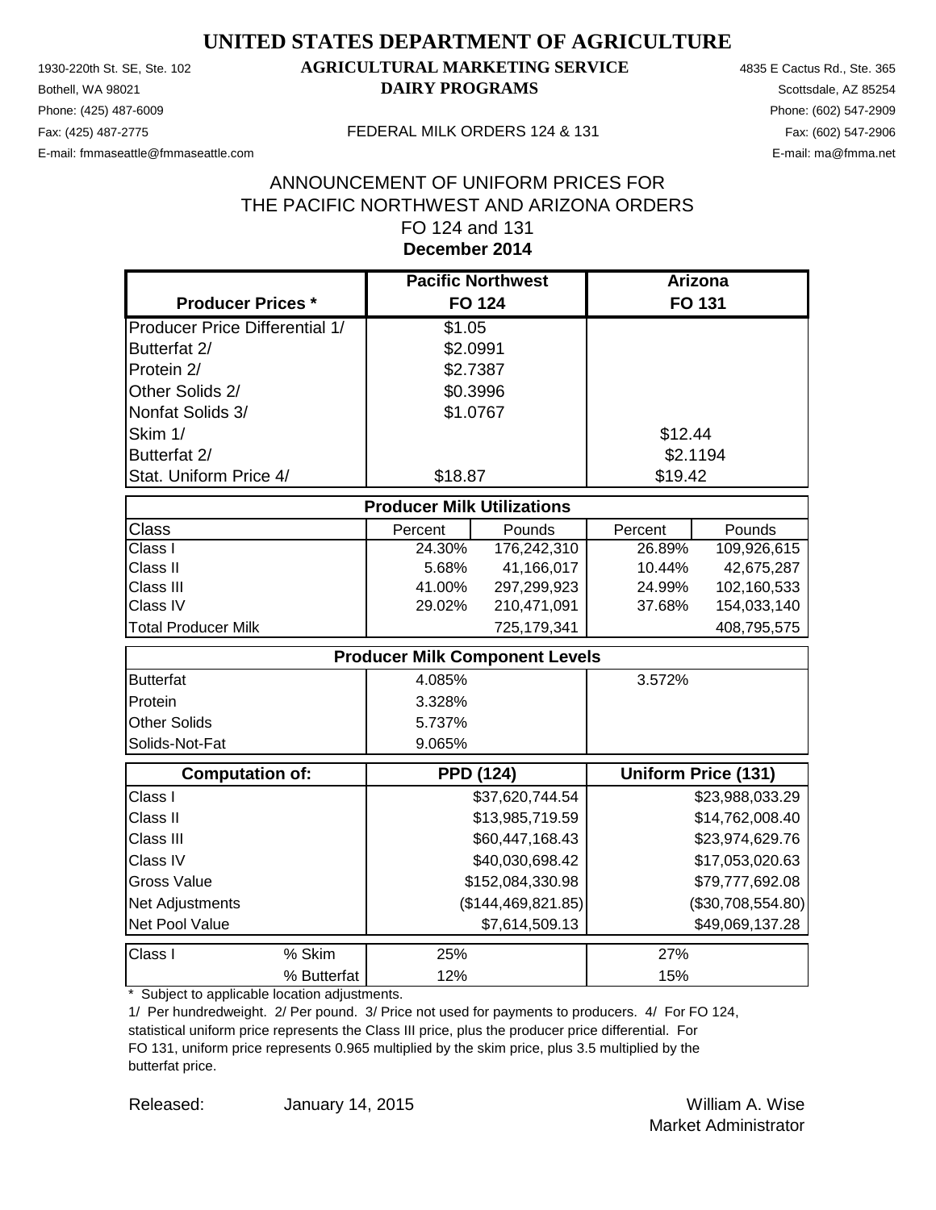# UNITED STATES DEPARTMENT OF AGRICULTURE

## AGRICULTURAL MARKETING SERVICE
## DAIRY PROGRAMS

1930-220th St. SE, Ste. 102
Bothell, WA 98021
Phone: (425) 487-6009
Fax: (425) 487-2775
E-mail: fmmaseattle@fmmaseattle.com

4835 E Cactus Rd., Ste. 365
Scottsdale, AZ 85254
Phone: (602) 547-2909
Fax: (602) 547-2906
E-mail: ma@fmma.net

FEDERAL MILK ORDERS 124 & 131

ANNOUNCEMENT OF UNIFORM PRICES FOR
THE PACIFIC NORTHWEST AND ARIZONA ORDERS
FO 124 and 131
**December 2014**

| Producer Prices * | Pacific Northwest FO 124 | Arizona FO 131 |
|---|---|---|
| Producer Price Differential 1/ | $1.05 | |
| Butterfat 2/ | $2.0991 | |
| Protein 2/ | $2.7387 | |
| Other Solids 2/ | $0.3996 | |
| Nonfat Solids 3/ | $1.0767 | |
| Skim 1/ | | $12.44 |
| Butterfat 2/ | | $2.1194 |
| Stat. Uniform Price 4/ | $18.87 | $19.42 |

| Producer Milk Utilizations | | | | |
|---|---|---|---|---|
| Class | Percent | Pounds | Percent | Pounds |
| Class I | 24.30% | 176,242,310 | 26.89% | 109,926,615 |
| Class II | 5.68% | 41,166,017 | 10.44% | 42,675,287 |
| Class III | 41.00% | 297,299,923 | 24.99% | 102,160,533 |
| Class IV | 29.02% | 210,471,091 | 37.68% | 154,033,140 |
| Total Producer Milk | | 725,179,341 | | 408,795,575 |

| Producer Milk Component Levels | FO 124 | FO 131 |
|---|---|---|
| Butterfat | 4.085% | 3.572% |
| Protein | 3.328% | |
| Other Solids | 5.737% | |
| Solids-Not-Fat | 9.065% | |

| Computation of: | PPD (124) | Uniform Price (131) |
|---|---|---|
| Class I | $37,620,744.54 | $23,988,033.29 |
| Class II | $13,985,719.59 | $14,762,008.40 |
| Class III | $60,447,168.43 | $23,974,629.76 |
| Class IV | $40,030,698.42 | $17,053,020.63 |
| Gross Value | $152,084,330.98 | $79,777,692.08 |
| Net Adjustments | ($144,469,821.85) | ($30,708,554.80) |
| Net Pool Value | $7,614,509.13 | $49,069,137.28 |

| Class I | | FO 124 | FO 131 |
|---|---|---|---|
| | % Skim | 25% | 27% |
| | % Butterfat | 12% | 15% |

\* Subject to applicable location adjustments.

1/ Per hundredweight. 2/ Per pound. 3/ Price not used for payments to producers. 4/ For FO 124, statistical uniform price represents the Class III price, plus the producer price differential. For FO 131, uniform price represents 0.965 multiplied by the skim price, plus 3.5 multiplied by the butterfat price.

Released: January 14, 2015

William A. Wise
Market Administrator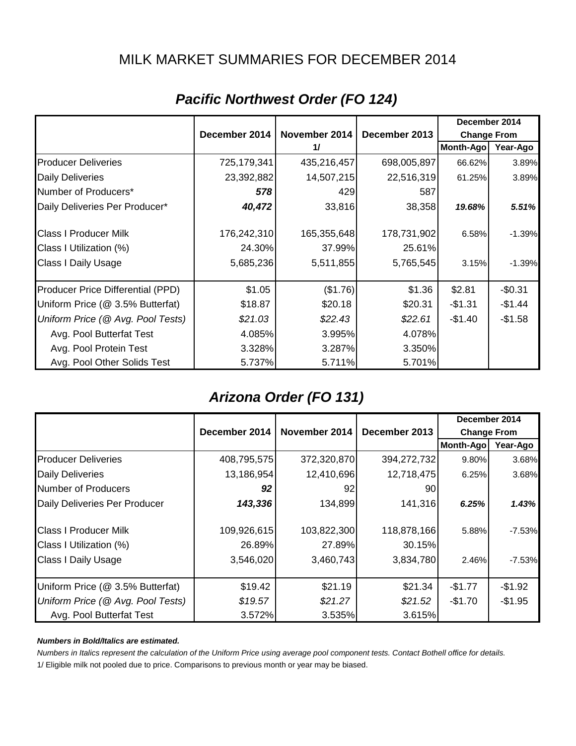# MILK MARKET SUMMARIES FOR DECEMBER 2014

## *Pacific Northwest Order (FO 124)*

| | December 2014 | November 2014 1/ | December 2013 | December 2014 Change From | |
|---|---|---|---|---|---|
| | | | | Month-Ago | Year-Ago |
| Producer Deliveries | 725,179,341 | 435,216,457 | 698,005,897 | 66.62% | 3.89% |
| Daily Deliveries | 23,392,882 | 14,507,215 | 22,516,319 | 61.25% | 3.89% |
| Number of Producers* | ***578*** | 429 | 587 | | |
| Daily Deliveries Per Producer* | ***40,472*** | 33,816 | 38,358 | ***19.68%*** | ***5.51%*** |
| Class I Producer Milk | 176,242,310 | 165,355,648 | 178,731,902 | 6.58% | -1.39% |
| Class I Utilization (%) | 24.30% | 37.99% | 25.61% | | |
| Class I Daily Usage | 5,685,236 | 5,511,855 | 5,765,545 | 3.15% | -1.39% |
| Producer Price Differential (PPD) | $1.05 | ($1.76) | $1.36 | $2.81 | -$0.31 |
| Uniform Price (@ 3.5% Butterfat) | $18.87 | $20.18 | $20.31 | -$1.31 | -$1.44 |
| *Uniform Price (@ Avg. Pool Tests)* | *$21.03* | *$22.43* | *$22.61* | -$1.40 | -$1.58 |
| Avg. Pool Butterfat Test | 4.085% | 3.995% | 4.078% | | |
| Avg. Pool Protein Test | 3.328% | 3.287% | 3.350% | | |
| Avg. Pool Other Solids Test | 5.737% | 5.711% | 5.701% | | |

## *Arizona Order (FO 131)*

| | December 2014 | November 2014 | December 2013 | December 2014 Change From | |
|---|---|---|---|---|---|
| | | | | Month-Ago | Year-Ago |
| Producer Deliveries | 408,795,575 | 372,320,870 | 394,272,732 | 9.80% | 3.68% |
| Daily Deliveries | 13,186,954 | 12,410,696 | 12,718,475 | 6.25% | 3.68% |
| Number of Producers | ***92*** | 92 | 90 | | |
| Daily Deliveries Per Producer | ***143,336*** | 134,899 | 141,316 | ***6.25%*** | ***1.43%*** |
| Class I Producer Milk | 109,926,615 | 103,822,300 | 118,878,166 | 5.88% | -7.53% |
| Class I Utilization (%) | 26.89% | 27.89% | 30.15% | | |
| Class I Daily Usage | 3,546,020 | 3,460,743 | 3,834,780 | 2.46% | -7.53% |
| Uniform Price (@ 3.5% Butterfat) | $19.42 | $21.19 | $21.34 | -$1.77 | -$1.92 |
| *Uniform Price (@ Avg. Pool Tests)* | *$19.57* | *$21.27* | *$21.52* | -$1.70 | -$1.95 |
| Avg. Pool Butterfat Test | 3.572% | 3.535% | 3.615% | | |

***Numbers in Bold/Italics are estimated.***

*Numbers in Italics represent the calculation of the Uniform Price using average pool component tests. Contact Bothell office for details.*

1/ Eligible milk not pooled due to price. Comparisons to previous month or year may be biased.